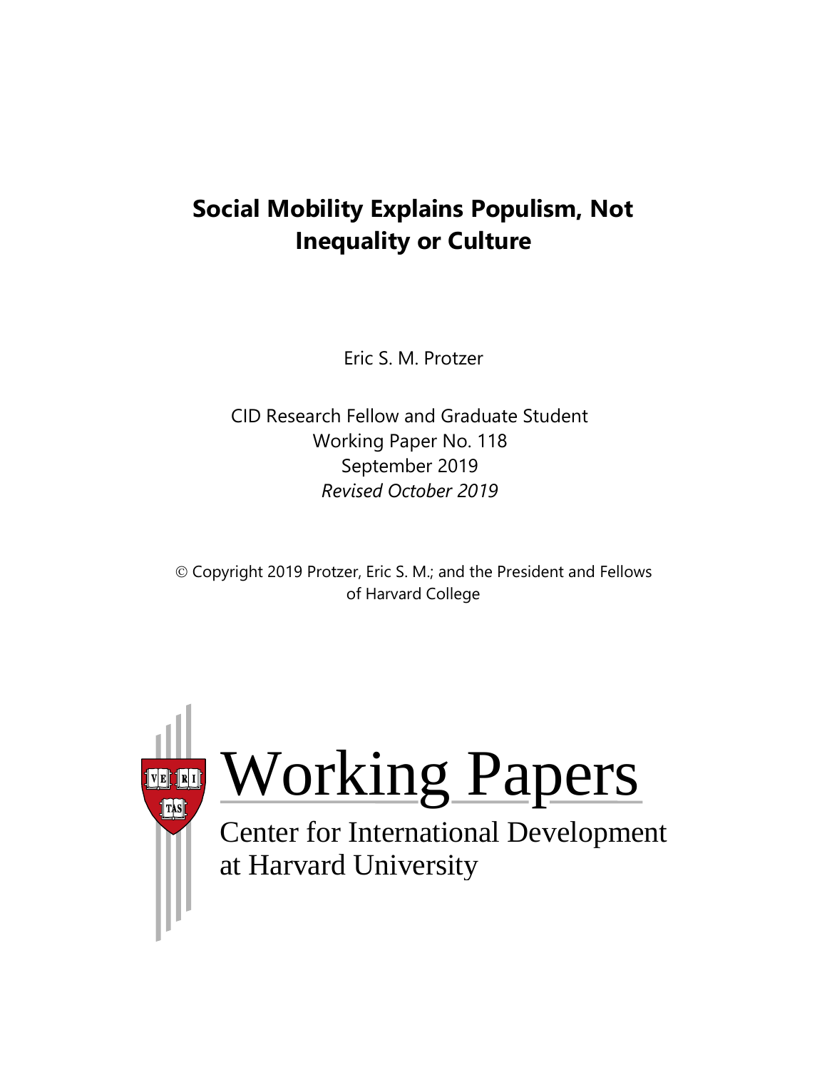# Social Mobility Explains Populism, Not Inequality or Culture

Eric S. M. Protzer

CID Research Fellow and Graduate Student
Working Paper No. 118
September 2019
*Revised October 2019*

© Copyright 2019 Protzer, Eric S. M.; and the President and Fellows of Harvard College

Working Papers

Center for International Development at Harvard University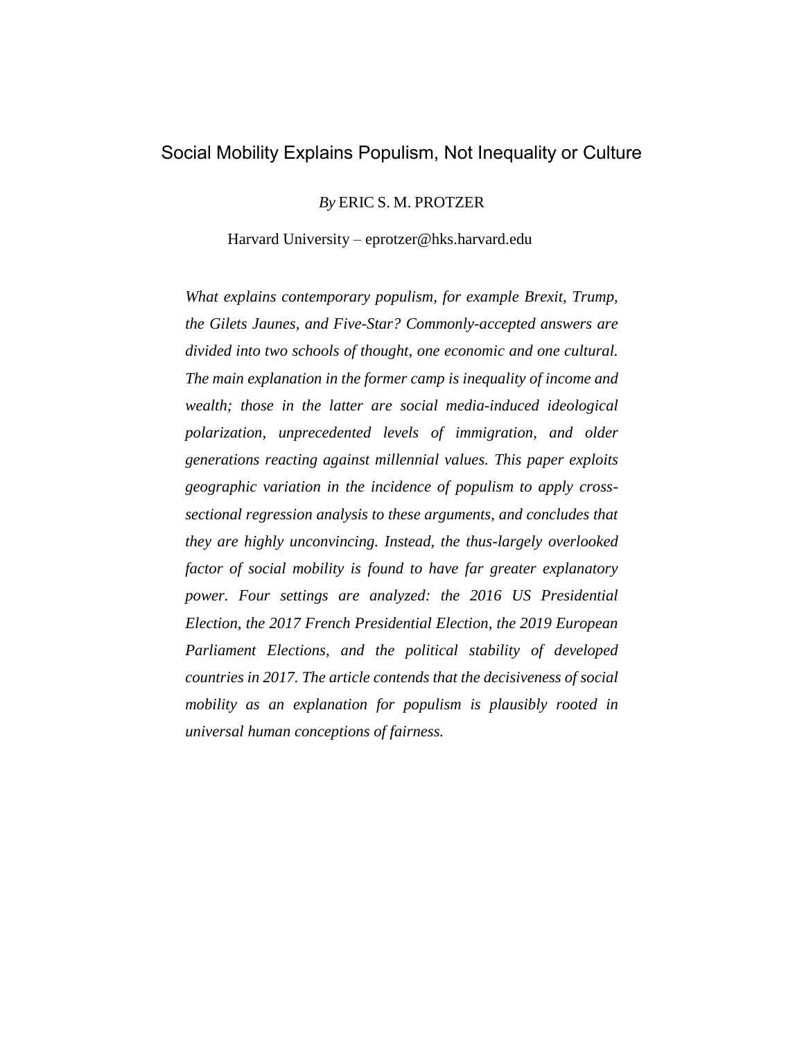# Social Mobility Explains Populism, Not Inequality or Culture

*By* ERIC S. M. PROTZER

Harvard University – eprotzer@hks.harvard.edu

*What explains contemporary populism, for example Brexit, Trump, the Gilets Jaunes, and Five-Star? Commonly-accepted answers are divided into two schools of thought, one economic and one cultural. The main explanation in the former camp is inequality of income and wealth; those in the latter are social media-induced ideological polarization, unprecedented levels of immigration, and older generations reacting against millennial values. This paper exploits geographic variation in the incidence of populism to apply cross-sectional regression analysis to these arguments, and concludes that they are highly unconvincing. Instead, the thus-largely overlooked factor of social mobility is found to have far greater explanatory power. Four settings are analyzed: the 2016 US Presidential Election, the 2017 French Presidential Election, the 2019 European Parliament Elections, and the political stability of developed countries in 2017. The article contends that the decisiveness of social mobility as an explanation for populism is plausibly rooted in universal human conceptions of fairness.*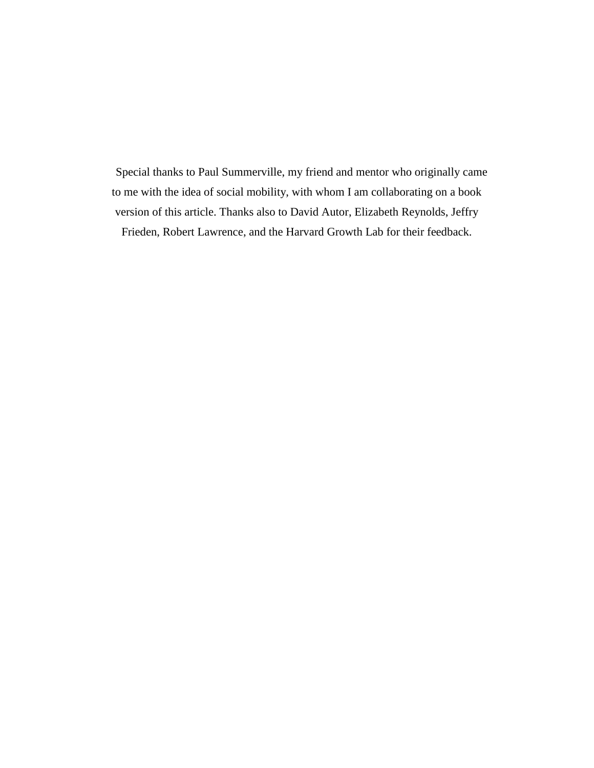Special thanks to Paul Summerville, my friend and mentor who originally came to me with the idea of social mobility, with whom I am collaborating on a book version of this article. Thanks also to David Autor, Elizabeth Reynolds, Jeffry Frieden, Robert Lawrence, and the Harvard Growth Lab for their feedback.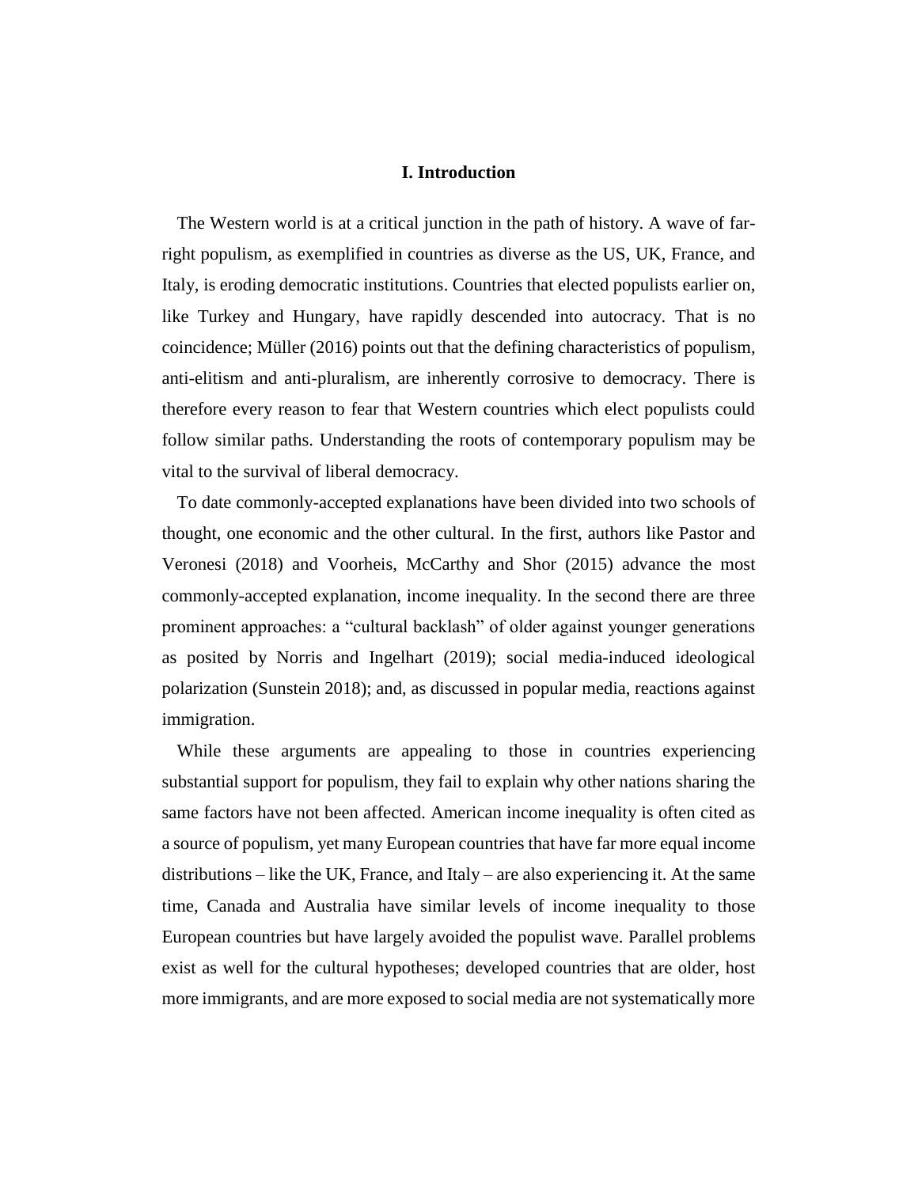## I. Introduction

The Western world is at a critical junction in the path of history. A wave of far-right populism, as exemplified in countries as diverse as the US, UK, France, and Italy, is eroding democratic institutions. Countries that elected populists earlier on, like Turkey and Hungary, have rapidly descended into autocracy. That is no coincidence; Müller (2016) points out that the defining characteristics of populism, anti-elitism and anti-pluralism, are inherently corrosive to democracy. There is therefore every reason to fear that Western countries which elect populists could follow similar paths. Understanding the roots of contemporary populism may be vital to the survival of liberal democracy.

To date commonly-accepted explanations have been divided into two schools of thought, one economic and the other cultural. In the first, authors like Pastor and Veronesi (2018) and Voorheis, McCarthy and Shor (2015) advance the most commonly-accepted explanation, income inequality. In the second there are three prominent approaches: a "cultural backlash" of older against younger generations as posited by Norris and Ingelhart (2019); social media-induced ideological polarization (Sunstein 2018); and, as discussed in popular media, reactions against immigration.

While these arguments are appealing to those in countries experiencing substantial support for populism, they fail to explain why other nations sharing the same factors have not been affected. American income inequality is often cited as a source of populism, yet many European countries that have far more equal income distributions – like the UK, France, and Italy – are also experiencing it. At the same time, Canada and Australia have similar levels of income inequality to those European countries but have largely avoided the populist wave. Parallel problems exist as well for the cultural hypotheses; developed countries that are older, host more immigrants, and are more exposed to social media are not systematically more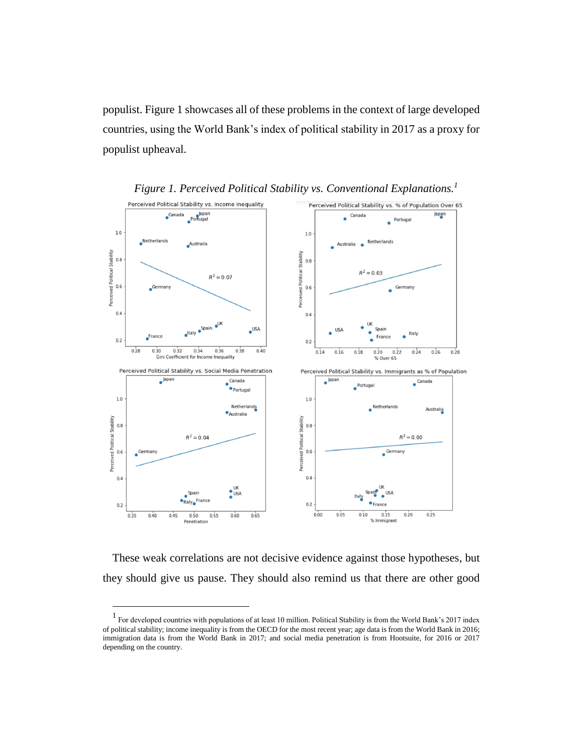populist. Figure 1 showcases all of these problems in the context of large developed countries, using the World Bank's index of political stability in 2017 as a proxy for populist upheaval.

*Figure 1. Perceived Political Stability vs. Conventional Explanations.*[1]

These weak correlations are not decisive evidence against those hypotheses, but they should give us pause. They should also remind us that there are other good

[1] For developed countries with populations of at least 10 million. Political Stability is from the World Bank's 2017 index of political stability; income inequality is from the OECD for the most recent year; age data is from the World Bank in 2016; immigration data is from the World Bank in 2017; and social media penetration is from Hootsuite, for 2016 or 2017 depending on the country.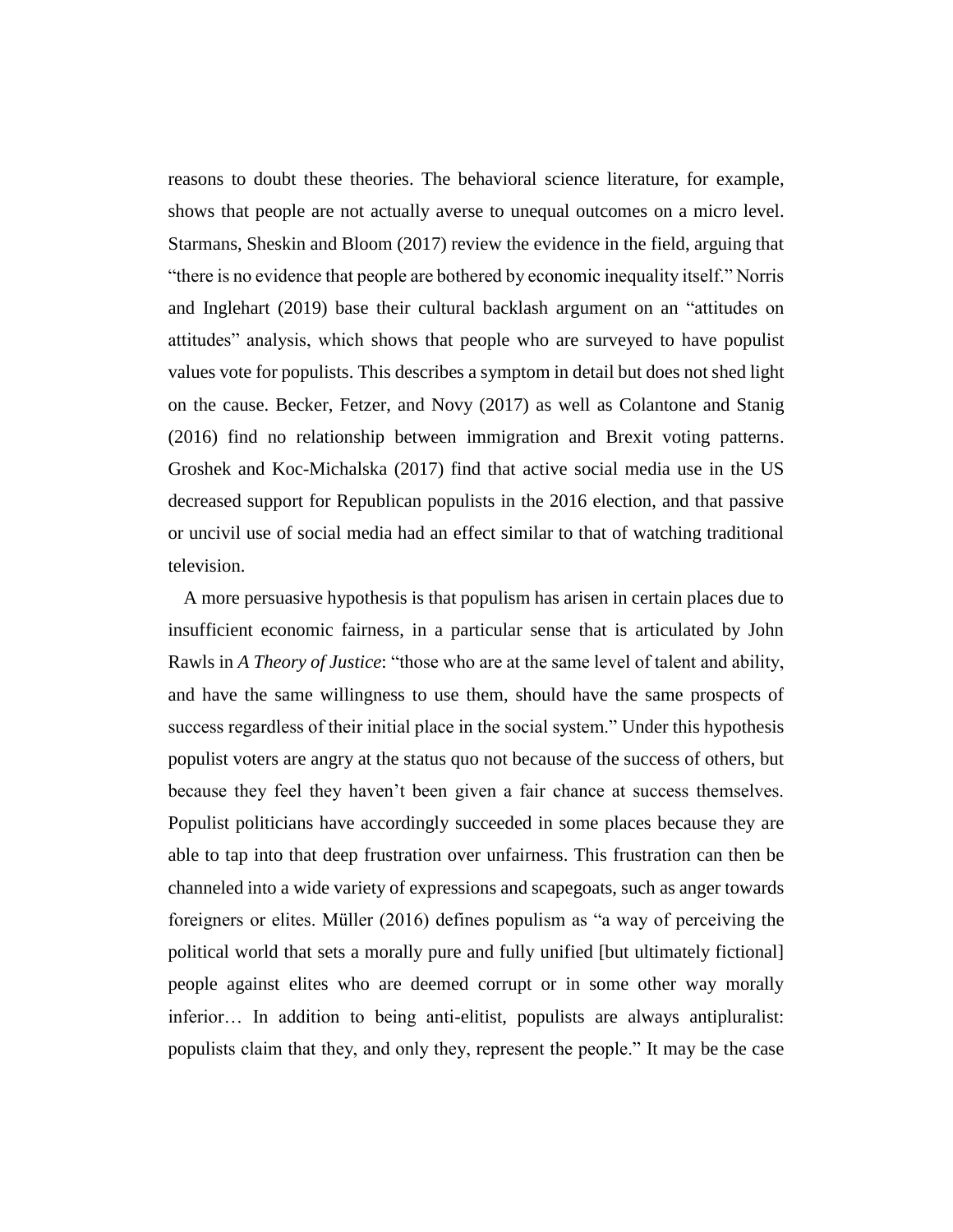reasons to doubt these theories. The behavioral science literature, for example, shows that people are not actually averse to unequal outcomes on a micro level. Starmans, Sheskin and Bloom (2017) review the evidence in the field, arguing that "there is no evidence that people are bothered by economic inequality itself." Norris and Inglehart (2019) base their cultural backlash argument on an "attitudes on attitudes" analysis, which shows that people who are surveyed to have populist values vote for populists. This describes a symptom in detail but does not shed light on the cause. Becker, Fetzer, and Novy (2017) as well as Colantone and Stanig (2016) find no relationship between immigration and Brexit voting patterns. Groshek and Koc-Michalska (2017) find that active social media use in the US decreased support for Republican populists in the 2016 election, and that passive or uncivil use of social media had an effect similar to that of watching traditional television.

A more persuasive hypothesis is that populism has arisen in certain places due to insufficient economic fairness, in a particular sense that is articulated by John Rawls in *A Theory of Justice*: "those who are at the same level of talent and ability, and have the same willingness to use them, should have the same prospects of success regardless of their initial place in the social system." Under this hypothesis populist voters are angry at the status quo not because of the success of others, but because they feel they haven't been given a fair chance at success themselves. Populist politicians have accordingly succeeded in some places because they are able to tap into that deep frustration over unfairness. This frustration can then be channeled into a wide variety of expressions and scapegoats, such as anger towards foreigners or elites. Müller (2016) defines populism as "a way of perceiving the political world that sets a morally pure and fully unified [but ultimately fictional] people against elites who are deemed corrupt or in some other way morally inferior… In addition to being anti-elitist, populists are always antipluralist: populists claim that they, and only they, represent the people." It may be the case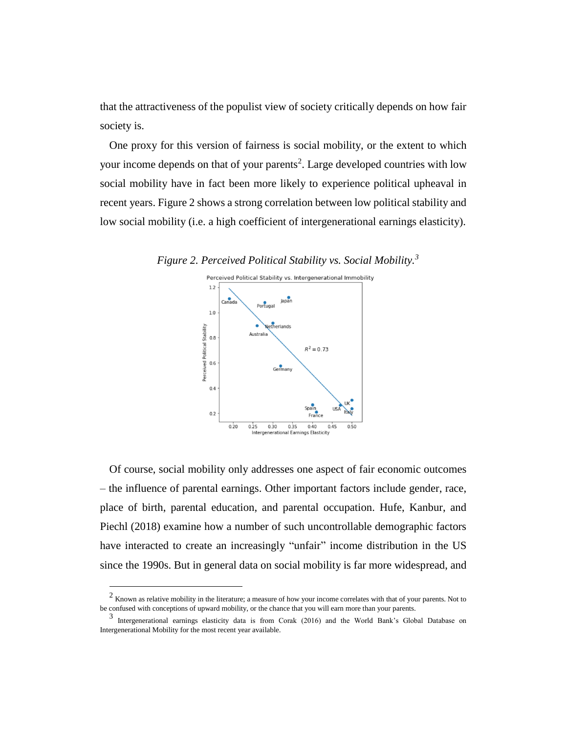that the attractiveness of the populist view of society critically depends on how fair society is.

One proxy for this version of fairness is social mobility, or the extent to which your income depends on that of your parents[2]. Large developed countries with low social mobility have in fact been more likely to experience political upheaval in recent years. Figure 2 shows a strong correlation between low political stability and low social mobility (i.e. a high coefficient of intergenerational earnings elasticity).

*Figure 2. Perceived Political Stability vs. Social Mobility.[3]*

Of course, social mobility only addresses one aspect of fair economic outcomes – the influence of parental earnings. Other important factors include gender, race, place of birth, parental education, and parental occupation. Hufe, Kanbur, and Piechl (2018) examine how a number of such uncontrollable demographic factors have interacted to create an increasingly "unfair" income distribution in the US since the 1990s. But in general data on social mobility is far more widespread, and

---

[2] Known as relative mobility in the literature; a measure of how your income correlates with that of your parents. Not to be confused with conceptions of upward mobility, or the chance that you will earn more than your parents.

[3] Intergenerational earnings elasticity data is from Corak (2016) and the World Bank's Global Database on Intergenerational Mobility for the most recent year available.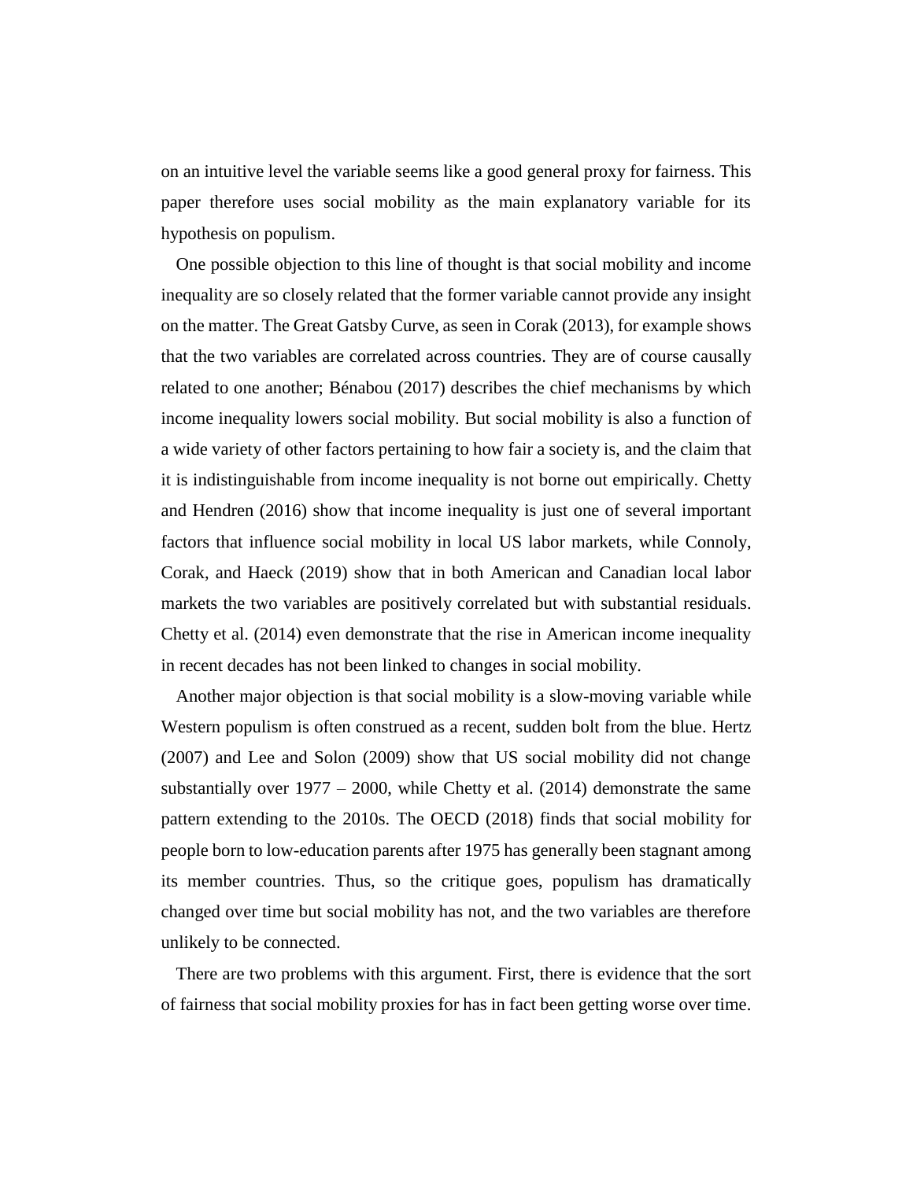on an intuitive level the variable seems like a good general proxy for fairness. This paper therefore uses social mobility as the main explanatory variable for its hypothesis on populism.

One possible objection to this line of thought is that social mobility and income inequality are so closely related that the former variable cannot provide any insight on the matter. The Great Gatsby Curve, as seen in Corak (2013), for example shows that the two variables are correlated across countries. They are of course causally related to one another; Bénabou (2017) describes the chief mechanisms by which income inequality lowers social mobility. But social mobility is also a function of a wide variety of other factors pertaining to how fair a society is, and the claim that it is indistinguishable from income inequality is not borne out empirically. Chetty and Hendren (2016) show that income inequality is just one of several important factors that influence social mobility in local US labor markets, while Connoly, Corak, and Haeck (2019) show that in both American and Canadian local labor markets the two variables are positively correlated but with substantial residuals. Chetty et al. (2014) even demonstrate that the rise in American income inequality in recent decades has not been linked to changes in social mobility.

Another major objection is that social mobility is a slow-moving variable while Western populism is often construed as a recent, sudden bolt from the blue. Hertz (2007) and Lee and Solon (2009) show that US social mobility did not change substantially over 1977 – 2000, while Chetty et al. (2014) demonstrate the same pattern extending to the 2010s. The OECD (2018) finds that social mobility for people born to low-education parents after 1975 has generally been stagnant among its member countries. Thus, so the critique goes, populism has dramatically changed over time but social mobility has not, and the two variables are therefore unlikely to be connected.

There are two problems with this argument. First, there is evidence that the sort of fairness that social mobility proxies for has in fact been getting worse over time.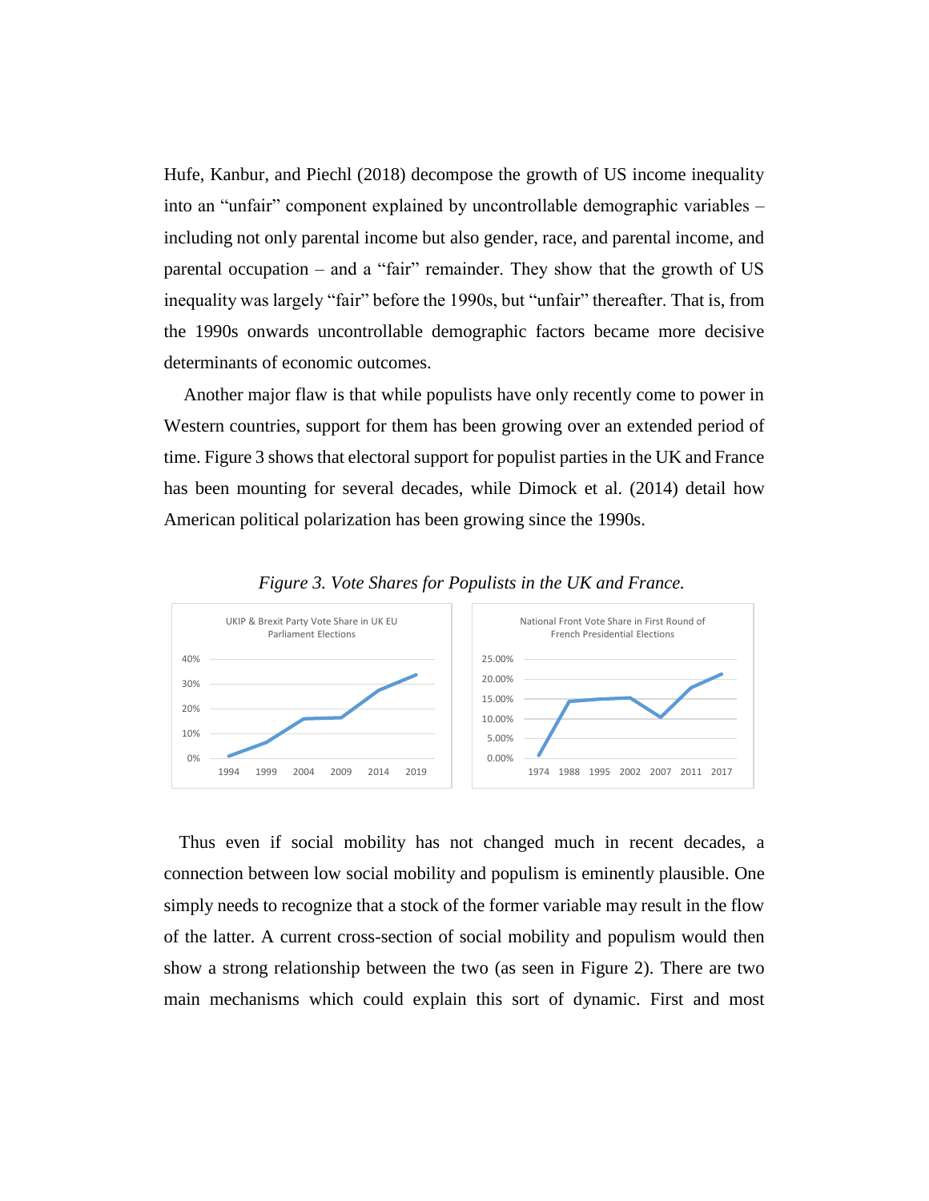Hufe, Kanbur, and Piechl (2018) decompose the growth of US income inequality into an “unfair” component explained by uncontrollable demographic variables – including not only parental income but also gender, race, and parental income, and parental occupation – and a “fair” remainder. They show that the growth of US inequality was largely “fair” before the 1990s, but “unfair” thereafter. That is, from the 1990s onwards uncontrollable demographic factors became more decisive determinants of economic outcomes.

Another major flaw is that while populists have only recently come to power in Western countries, support for them has been growing over an extended period of time. Figure 3 shows that electoral support for populist parties in the UK and France has been mounting for several decades, while Dimock et al. (2014) detail how American political polarization has been growing since the 1990s.

*Figure 3. Vote Shares for Populists in the UK and France.*

Thus even if social mobility has not changed much in recent decades, a connection between low social mobility and populism is eminently plausible. One simply needs to recognize that a stock of the former variable may result in the flow of the latter. A current cross-section of social mobility and populism would then show a strong relationship between the two (as seen in Figure 2). There are two main mechanisms which could explain this sort of dynamic. First and most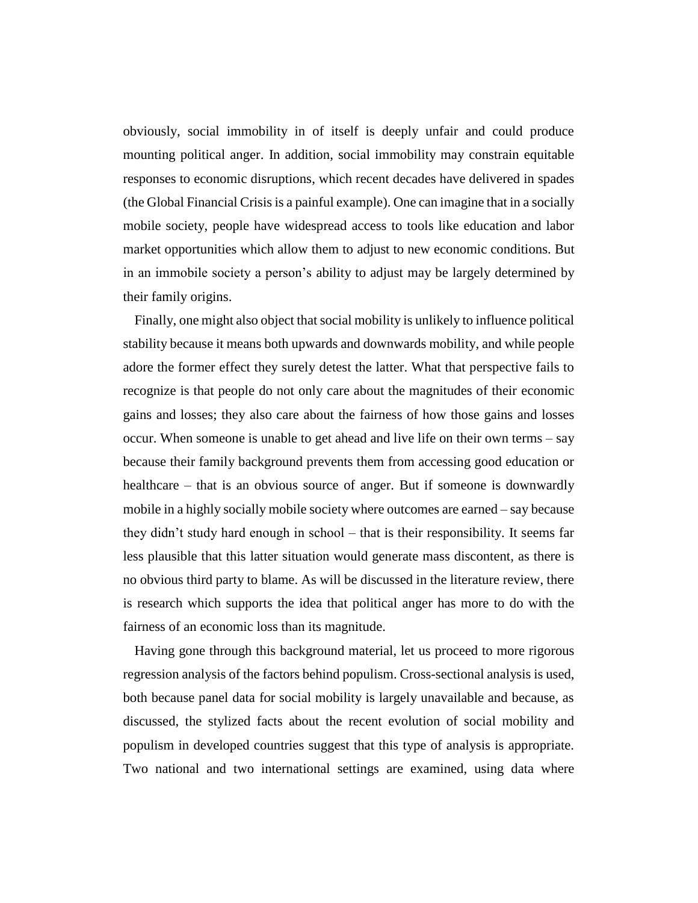obviously, social immobility in of itself is deeply unfair and could produce mounting political anger. In addition, social immobility may constrain equitable responses to economic disruptions, which recent decades have delivered in spades (the Global Financial Crisis is a painful example). One can imagine that in a socially mobile society, people have widespread access to tools like education and labor market opportunities which allow them to adjust to new economic conditions. But in an immobile society a person's ability to adjust may be largely determined by their family origins.

Finally, one might also object that social mobility is unlikely to influence political stability because it means both upwards and downwards mobility, and while people adore the former effect they surely detest the latter. What that perspective fails to recognize is that people do not only care about the magnitudes of their economic gains and losses; they also care about the fairness of how those gains and losses occur. When someone is unable to get ahead and live life on their own terms – say because their family background prevents them from accessing good education or healthcare – that is an obvious source of anger. But if someone is downwardly mobile in a highly socially mobile society where outcomes are earned – say because they didn't study hard enough in school – that is their responsibility. It seems far less plausible that this latter situation would generate mass discontent, as there is no obvious third party to blame. As will be discussed in the literature review, there is research which supports the idea that political anger has more to do with the fairness of an economic loss than its magnitude.

Having gone through this background material, let us proceed to more rigorous regression analysis of the factors behind populism. Cross-sectional analysis is used, both because panel data for social mobility is largely unavailable and because, as discussed, the stylized facts about the recent evolution of social mobility and populism in developed countries suggest that this type of analysis is appropriate. Two national and two international settings are examined, using data where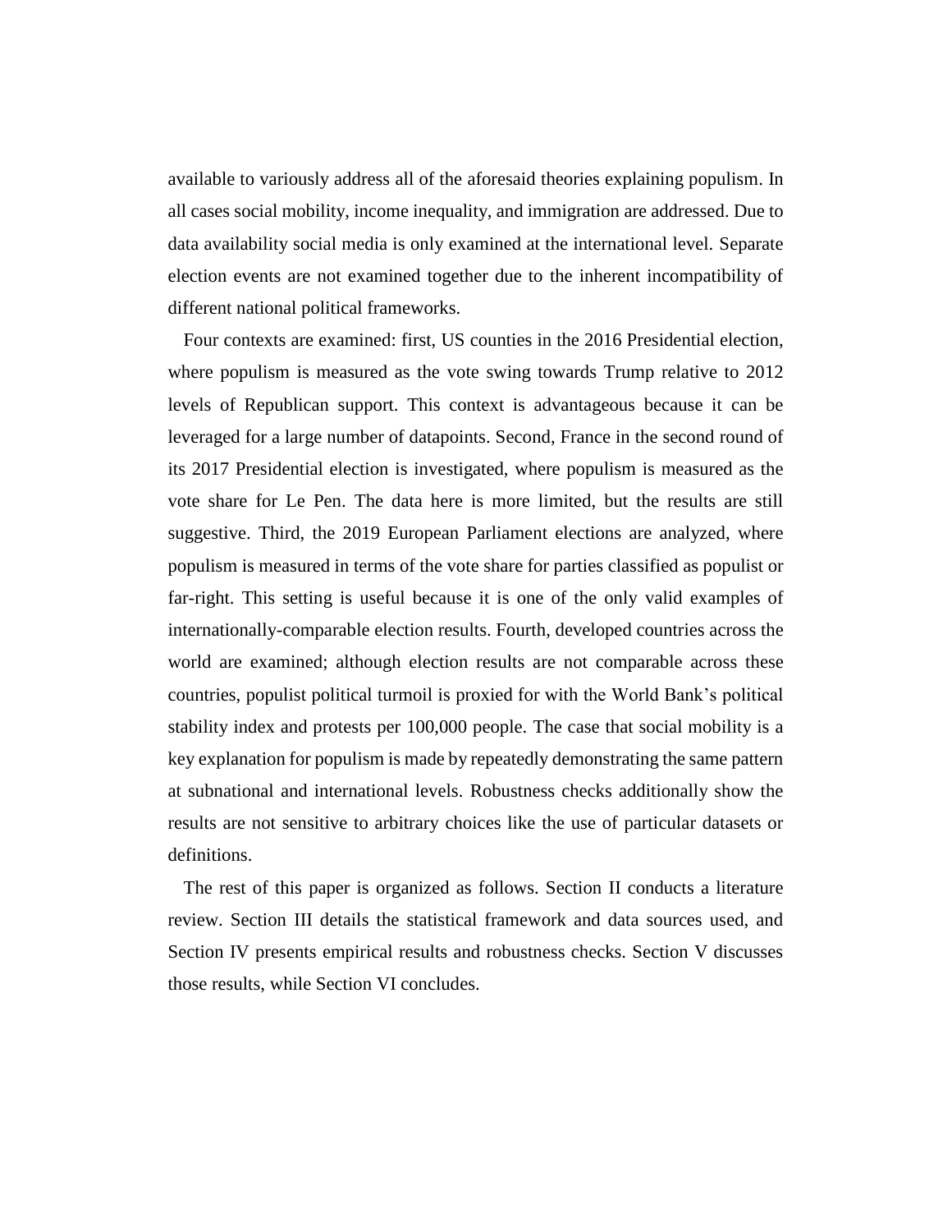available to variously address all of the aforesaid theories explaining populism. In all cases social mobility, income inequality, and immigration are addressed. Due to data availability social media is only examined at the international level. Separate election events are not examined together due to the inherent incompatibility of different national political frameworks.

Four contexts are examined: first, US counties in the 2016 Presidential election, where populism is measured as the vote swing towards Trump relative to 2012 levels of Republican support. This context is advantageous because it can be leveraged for a large number of datapoints. Second, France in the second round of its 2017 Presidential election is investigated, where populism is measured as the vote share for Le Pen. The data here is more limited, but the results are still suggestive. Third, the 2019 European Parliament elections are analyzed, where populism is measured in terms of the vote share for parties classified as populist or far-right. This setting is useful because it is one of the only valid examples of internationally-comparable election results. Fourth, developed countries across the world are examined; although election results are not comparable across these countries, populist political turmoil is proxied for with the World Bank's political stability index and protests per 100,000 people. The case that social mobility is a key explanation for populism is made by repeatedly demonstrating the same pattern at subnational and international levels. Robustness checks additionally show the results are not sensitive to arbitrary choices like the use of particular datasets or definitions.

The rest of this paper is organized as follows. Section II conducts a literature review. Section III details the statistical framework and data sources used, and Section IV presents empirical results and robustness checks. Section V discusses those results, while Section VI concludes.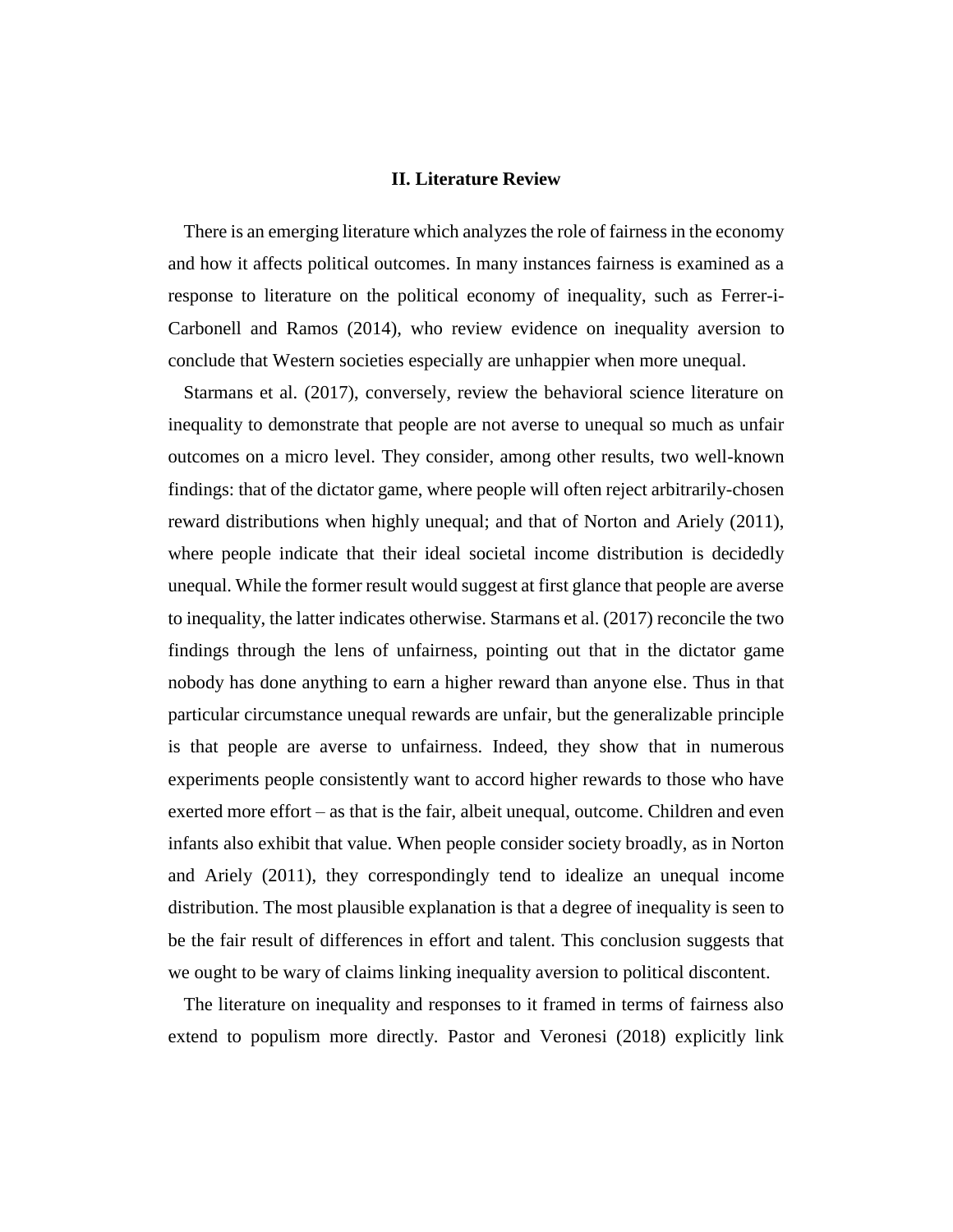## II. Literature Review

There is an emerging literature which analyzes the role of fairness in the economy and how it affects political outcomes. In many instances fairness is examined as a response to literature on the political economy of inequality, such as Ferrer-i-Carbonell and Ramos (2014), who review evidence on inequality aversion to conclude that Western societies especially are unhappier when more unequal.

Starmans et al. (2017), conversely, review the behavioral science literature on inequality to demonstrate that people are not averse to unequal so much as unfair outcomes on a micro level. They consider, among other results, two well-known findings: that of the dictator game, where people will often reject arbitrarily-chosen reward distributions when highly unequal; and that of Norton and Ariely (2011), where people indicate that their ideal societal income distribution is decidedly unequal. While the former result would suggest at first glance that people are averse to inequality, the latter indicates otherwise. Starmans et al. (2017) reconcile the two findings through the lens of unfairness, pointing out that in the dictator game nobody has done anything to earn a higher reward than anyone else. Thus in that particular circumstance unequal rewards are unfair, but the generalizable principle is that people are averse to unfairness. Indeed, they show that in numerous experiments people consistently want to accord higher rewards to those who have exerted more effort – as that is the fair, albeit unequal, outcome. Children and even infants also exhibit that value. When people consider society broadly, as in Norton and Ariely (2011), they correspondingly tend to idealize an unequal income distribution. The most plausible explanation is that a degree of inequality is seen to be the fair result of differences in effort and talent. This conclusion suggests that we ought to be wary of claims linking inequality aversion to political discontent.

The literature on inequality and responses to it framed in terms of fairness also extend to populism more directly. Pastor and Veronesi (2018) explicitly link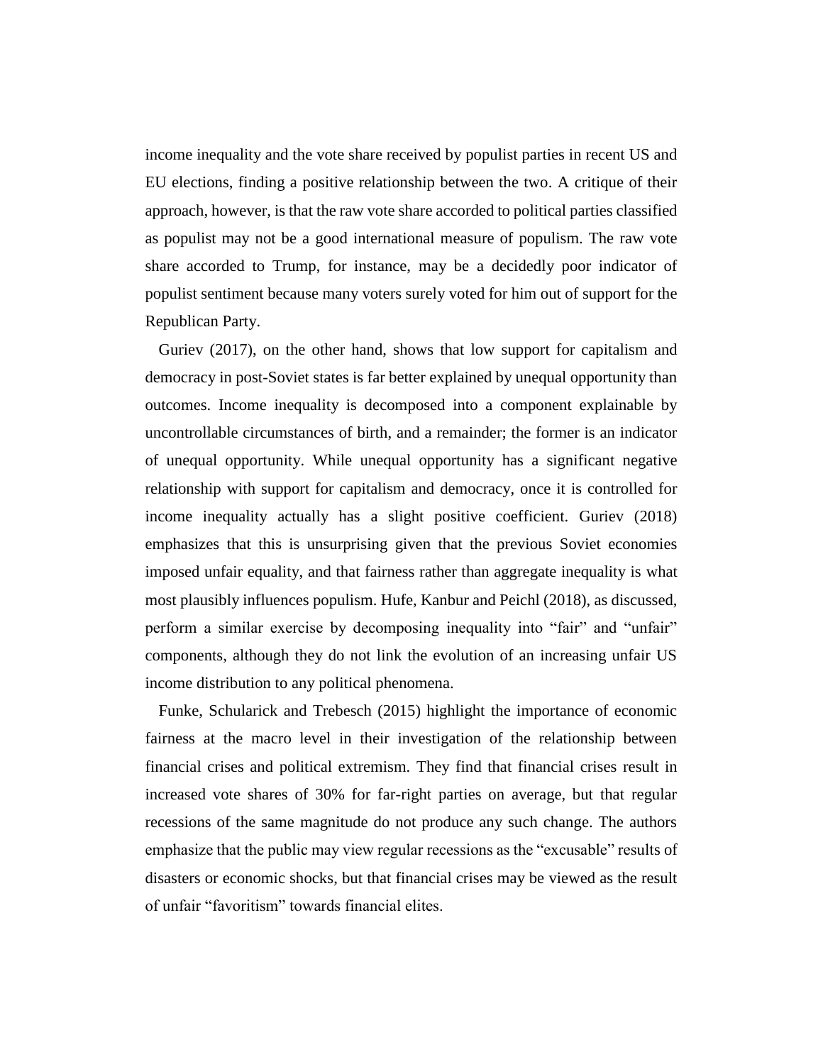income inequality and the vote share received by populist parties in recent US and EU elections, finding a positive relationship between the two. A critique of their approach, however, is that the raw vote share accorded to political parties classified as populist may not be a good international measure of populism. The raw vote share accorded to Trump, for instance, may be a decidedly poor indicator of populist sentiment because many voters surely voted for him out of support for the Republican Party.

Guriev (2017), on the other hand, shows that low support for capitalism and democracy in post-Soviet states is far better explained by unequal opportunity than outcomes. Income inequality is decomposed into a component explainable by uncontrollable circumstances of birth, and a remainder; the former is an indicator of unequal opportunity. While unequal opportunity has a significant negative relationship with support for capitalism and democracy, once it is controlled for income inequality actually has a slight positive coefficient. Guriev (2018) emphasizes that this is unsurprising given that the previous Soviet economies imposed unfair equality, and that fairness rather than aggregate inequality is what most plausibly influences populism. Hufe, Kanbur and Peichl (2018), as discussed, perform a similar exercise by decomposing inequality into "fair" and "unfair" components, although they do not link the evolution of an increasing unfair US income distribution to any political phenomena.

Funke, Schularick and Trebesch (2015) highlight the importance of economic fairness at the macro level in their investigation of the relationship between financial crises and political extremism. They find that financial crises result in increased vote shares of 30% for far-right parties on average, but that regular recessions of the same magnitude do not produce any such change. The authors emphasize that the public may view regular recessions as the "excusable" results of disasters or economic shocks, but that financial crises may be viewed as the result of unfair "favoritism" towards financial elites.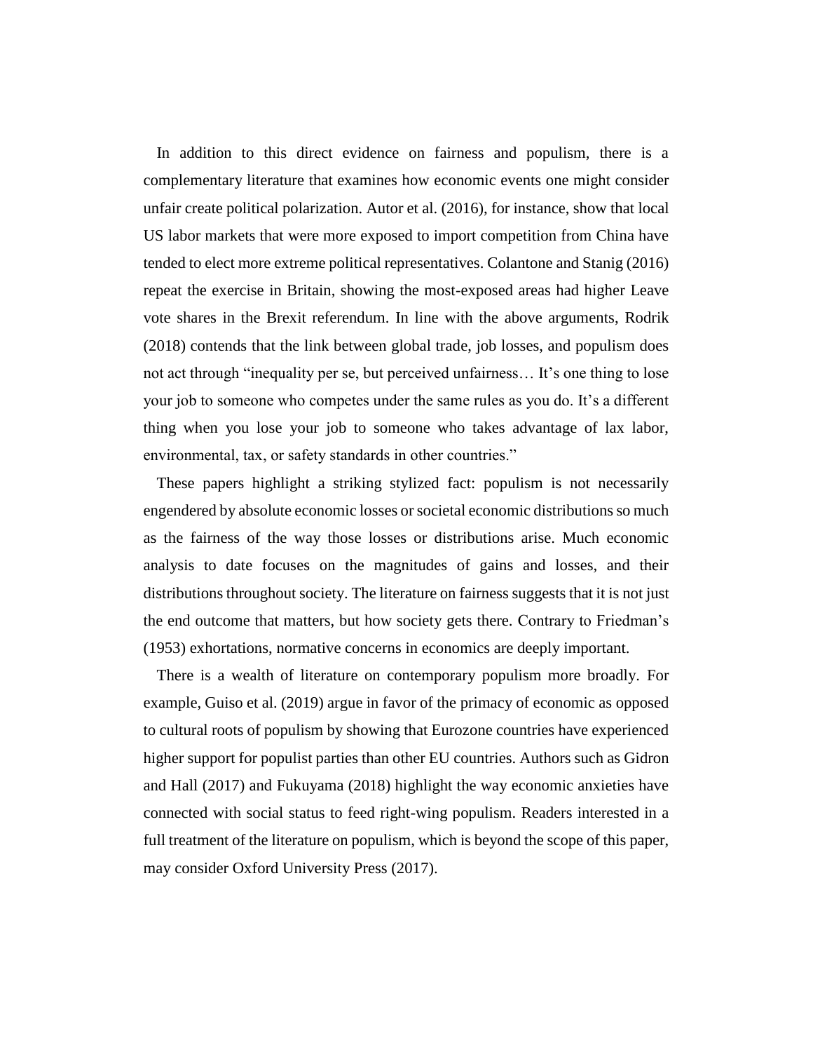In addition to this direct evidence on fairness and populism, there is a complementary literature that examines how economic events one might consider unfair create political polarization. Autor et al. (2016), for instance, show that local US labor markets that were more exposed to import competition from China have tended to elect more extreme political representatives. Colantone and Stanig (2016) repeat the exercise in Britain, showing the most-exposed areas had higher Leave vote shares in the Brexit referendum. In line with the above arguments, Rodrik (2018) contends that the link between global trade, job losses, and populism does not act through "inequality per se, but perceived unfairness… It's one thing to lose your job to someone who competes under the same rules as you do. It's a different thing when you lose your job to someone who takes advantage of lax labor, environmental, tax, or safety standards in other countries."

These papers highlight a striking stylized fact: populism is not necessarily engendered by absolute economic losses or societal economic distributions so much as the fairness of the way those losses or distributions arise. Much economic analysis to date focuses on the magnitudes of gains and losses, and their distributions throughout society. The literature on fairness suggests that it is not just the end outcome that matters, but how society gets there. Contrary to Friedman's (1953) exhortations, normative concerns in economics are deeply important.

There is a wealth of literature on contemporary populism more broadly. For example, Guiso et al. (2019) argue in favor of the primacy of economic as opposed to cultural roots of populism by showing that Eurozone countries have experienced higher support for populist parties than other EU countries. Authors such as Gidron and Hall (2017) and Fukuyama (2018) highlight the way economic anxieties have connected with social status to feed right-wing populism. Readers interested in a full treatment of the literature on populism, which is beyond the scope of this paper, may consider Oxford University Press (2017).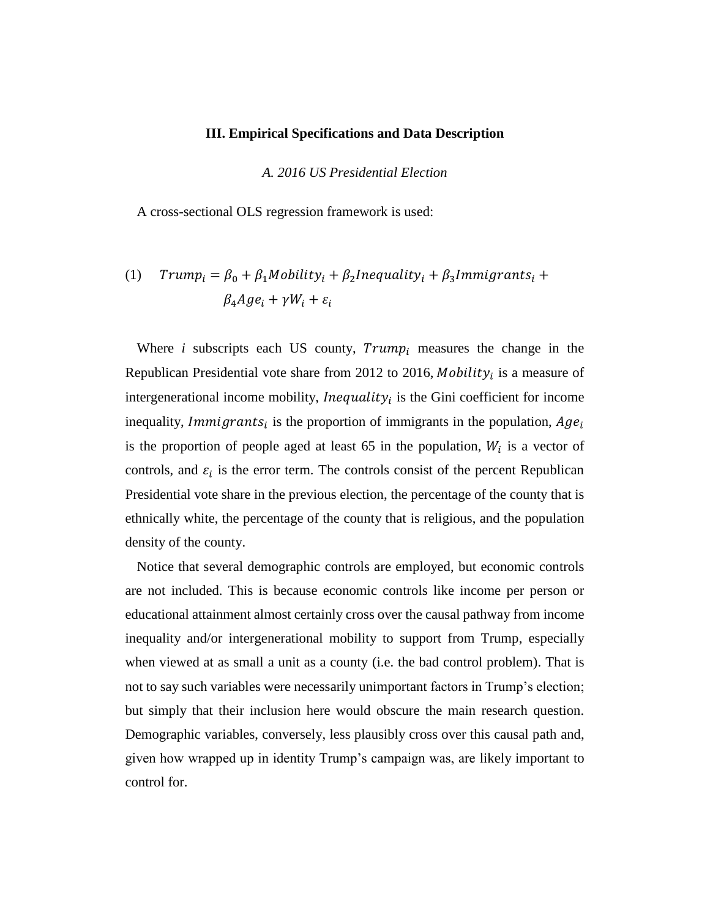## III. Empirical Specifications and Data Description

### *A. 2016 US Presidential Election*

A cross-sectional OLS regression framework is used:

$$(1) \quad Trump_i = \beta_0 + \beta_1 Mobility_i + \beta_2 Inequality_i + \beta_3 Immigrants_i + \beta_4 Age_i + \gamma W_i + \varepsilon_i$$

Where $i$ subscripts each US county, $Trump_i$ measures the change in the Republican Presidential vote share from 2012 to 2016, $Mobility_i$ is a measure of intergenerational income mobility, $Inequality_i$ is the Gini coefficient for income inequality, $Immigrants_i$ is the proportion of immigrants in the population, $Age_i$ is the proportion of people aged at least 65 in the population, $W_i$ is a vector of controls, and $\varepsilon_i$ is the error term. The controls consist of the percent Republican Presidential vote share in the previous election, the percentage of the county that is ethnically white, the percentage of the county that is religious, and the population density of the county.

Notice that several demographic controls are employed, but economic controls are not included. This is because economic controls like income per person or educational attainment almost certainly cross over the causal pathway from income inequality and/or intergenerational mobility to support from Trump, especially when viewed at as small a unit as a county (i.e. the bad control problem). That is not to say such variables were necessarily unimportant factors in Trump's election; but simply that their inclusion here would obscure the main research question. Demographic variables, conversely, less plausibly cross over this causal path and, given how wrapped up in identity Trump's campaign was, are likely important to control for.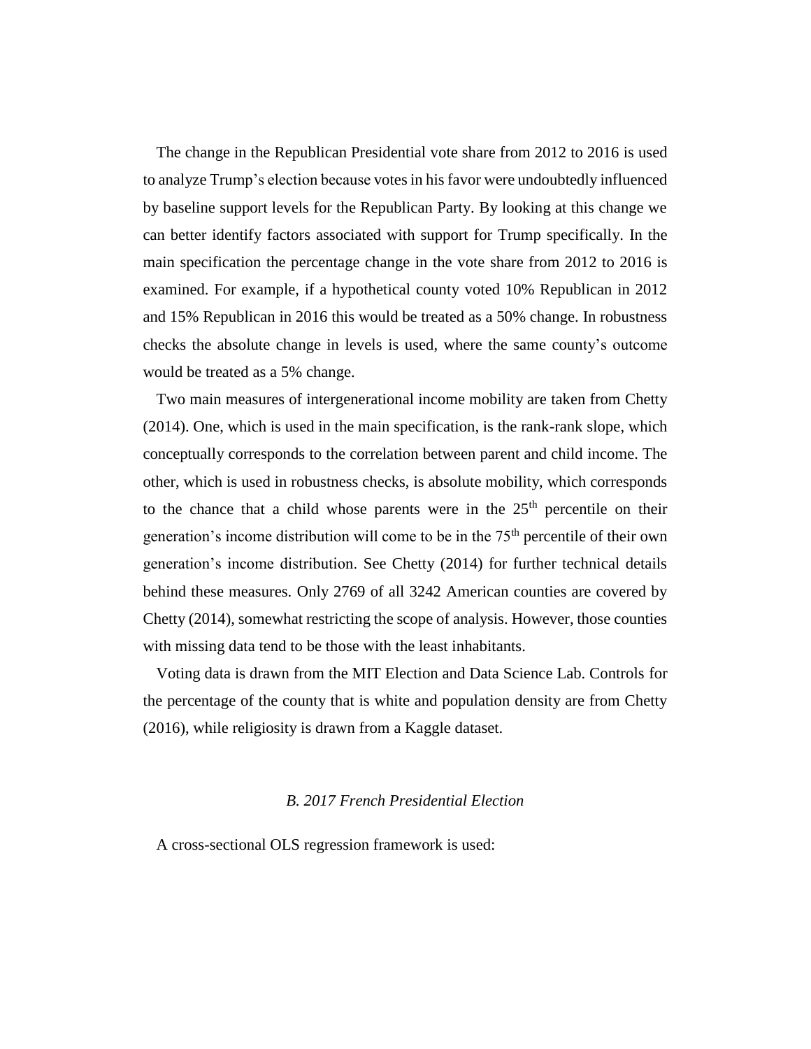The change in the Republican Presidential vote share from 2012 to 2016 is used to analyze Trump's election because votes in his favor were undoubtedly influenced by baseline support levels for the Republican Party. By looking at this change we can better identify factors associated with support for Trump specifically. In the main specification the percentage change in the vote share from 2012 to 2016 is examined. For example, if a hypothetical county voted 10% Republican in 2012 and 15% Republican in 2016 this would be treated as a 50% change. In robustness checks the absolute change in levels is used, where the same county's outcome would be treated as a 5% change.

Two main measures of intergenerational income mobility are taken from Chetty (2014). One, which is used in the main specification, is the rank-rank slope, which conceptually corresponds to the correlation between parent and child income. The other, which is used in robustness checks, is absolute mobility, which corresponds to the chance that a child whose parents were in the $25^{th}$ percentile on their generation's income distribution will come to be in the $75^{th}$ percentile of their own generation's income distribution. See Chetty (2014) for further technical details behind these measures. Only 2769 of all 3242 American counties are covered by Chetty (2014), somewhat restricting the scope of analysis. However, those counties with missing data tend to be those with the least inhabitants.

Voting data is drawn from the MIT Election and Data Science Lab. Controls for the percentage of the county that is white and population density are from Chetty (2016), while religiosity is drawn from a Kaggle dataset.

### *B. 2017 French Presidential Election*

A cross-sectional OLS regression framework is used: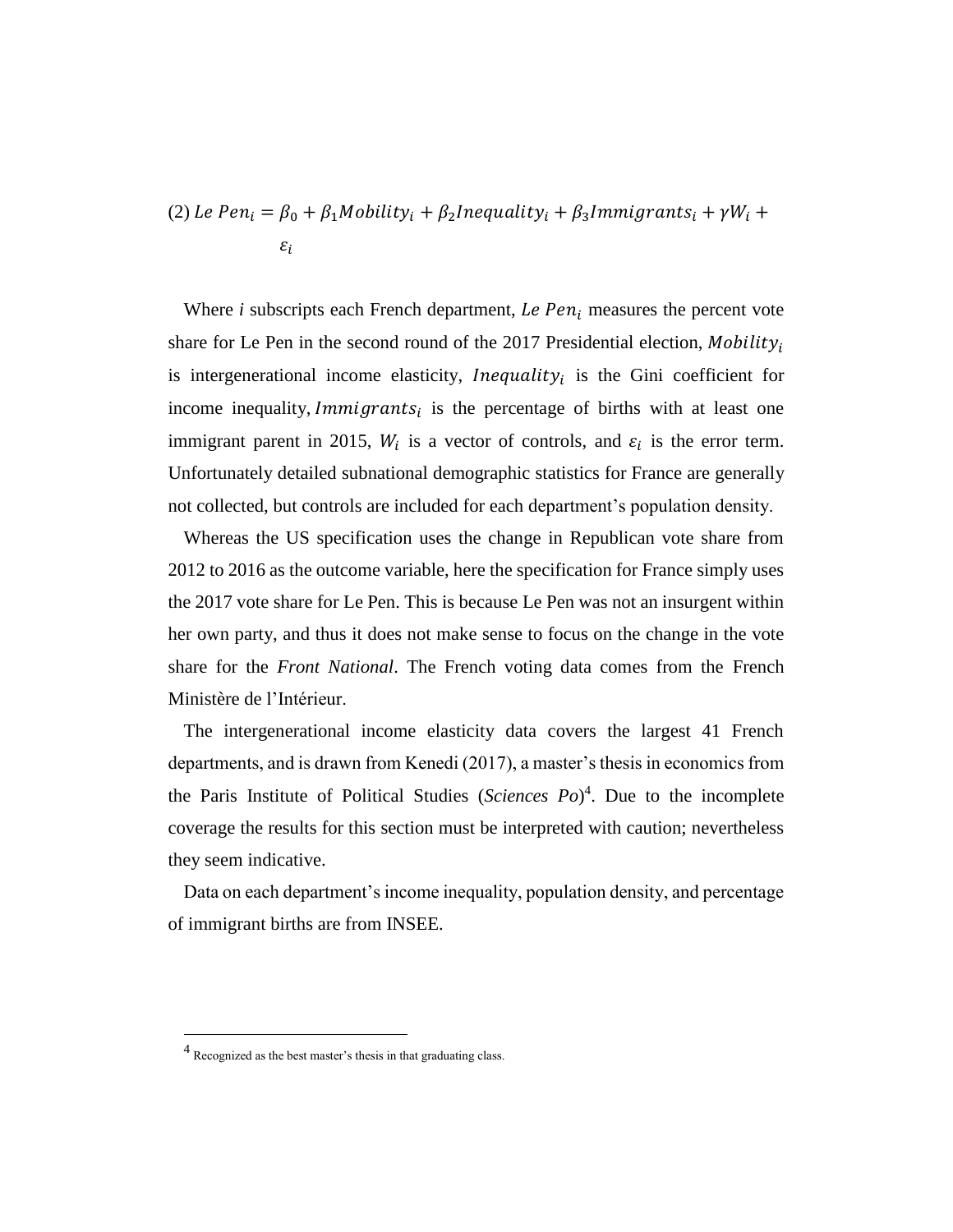$$(2)\ Le\ Pen_i = \beta_0 + \beta_1 Mobility_i + \beta_2 Inequality_i + \beta_3 Immigrants_i + \gamma W_i + \varepsilon_i$$

Where *i* subscripts each French department, $Le\ Pen_i$ measures the percent vote share for Le Pen in the second round of the 2017 Presidential election, $Mobility_i$ is intergenerational income elasticity, $Inequality_i$ is the Gini coefficient for income inequality, $Immigrants_i$ is the percentage of births with at least one immigrant parent in 2015, $W_i$ is a vector of controls, and $\varepsilon_i$ is the error term. Unfortunately detailed subnational demographic statistics for France are generally not collected, but controls are included for each department's population density.

Whereas the US specification uses the change in Republican vote share from 2012 to 2016 as the outcome variable, here the specification for France simply uses the 2017 vote share for Le Pen. This is because Le Pen was not an insurgent within her own party, and thus it does not make sense to focus on the change in the vote share for the *Front National*. The French voting data comes from the French Ministère de l'Intérieur.

The intergenerational income elasticity data covers the largest 41 French departments, and is drawn from Kenedi (2017), a master's thesis in economics from the Paris Institute of Political Studies (*Sciences Po*)[4]. Due to the incomplete coverage the results for this section must be interpreted with caution; nevertheless they seem indicative.

Data on each department's income inequality, population density, and percentage of immigrant births are from INSEE.

[4] Recognized as the best master's thesis in that graduating class.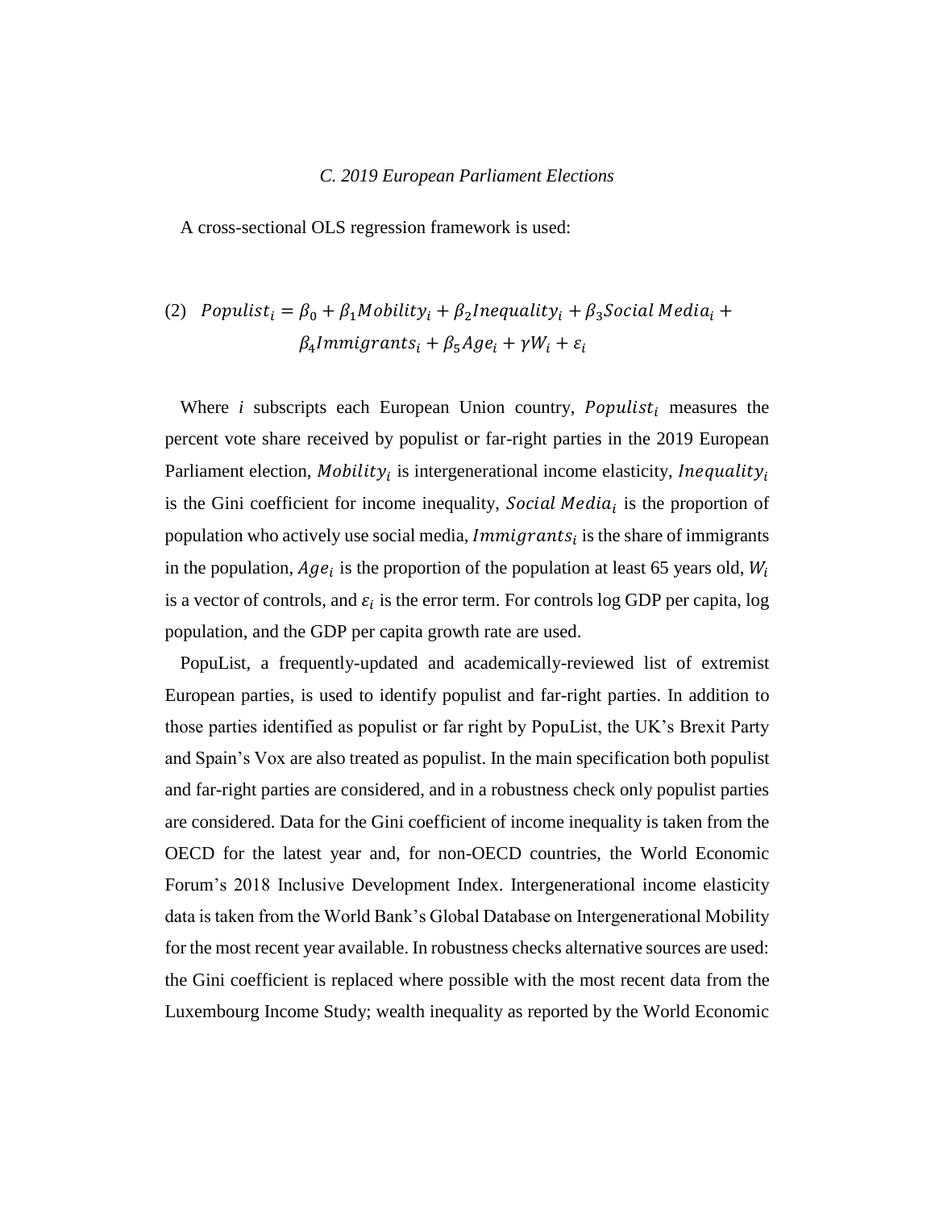### *C. 2019 European Parliament Elections*

A cross-sectional OLS regression framework is used:

$$(2) \quad Populist_i = \beta_0 + \beta_1 Mobility_i + \beta_2 Inequality_i + \beta_3 Social\ Media_i + \beta_4 Immigrants_i + \beta_5 Age_i + \gamma W_i + \varepsilon_i$$

Where *i* subscripts each European Union country, $Populist_i$ measures the percent vote share received by populist or far-right parties in the 2019 European Parliament election, $Mobility_i$ is intergenerational income elasticity, $Inequality_i$ is the Gini coefficient for income inequality, $Social\ Media_i$ is the proportion of population who actively use social media, $Immigrants_i$ is the share of immigrants in the population, $Age_i$ is the proportion of the population at least 65 years old, $W_i$ is a vector of controls, and $\varepsilon_i$ is the error term. For controls log GDP per capita, log population, and the GDP per capita growth rate are used.

PopuList, a frequently-updated and academically-reviewed list of extremist European parties, is used to identify populist and far-right parties. In addition to those parties identified as populist or far right by PopuList, the UK's Brexit Party and Spain's Vox are also treated as populist. In the main specification both populist and far-right parties are considered, and in a robustness check only populist parties are considered. Data for the Gini coefficient of income inequality is taken from the OECD for the latest year and, for non-OECD countries, the World Economic Forum's 2018 Inclusive Development Index. Intergenerational income elasticity data is taken from the World Bank's Global Database on Intergenerational Mobility for the most recent year available. In robustness checks alternative sources are used: the Gini coefficient is replaced where possible with the most recent data from the Luxembourg Income Study; wealth inequality as reported by the World Economic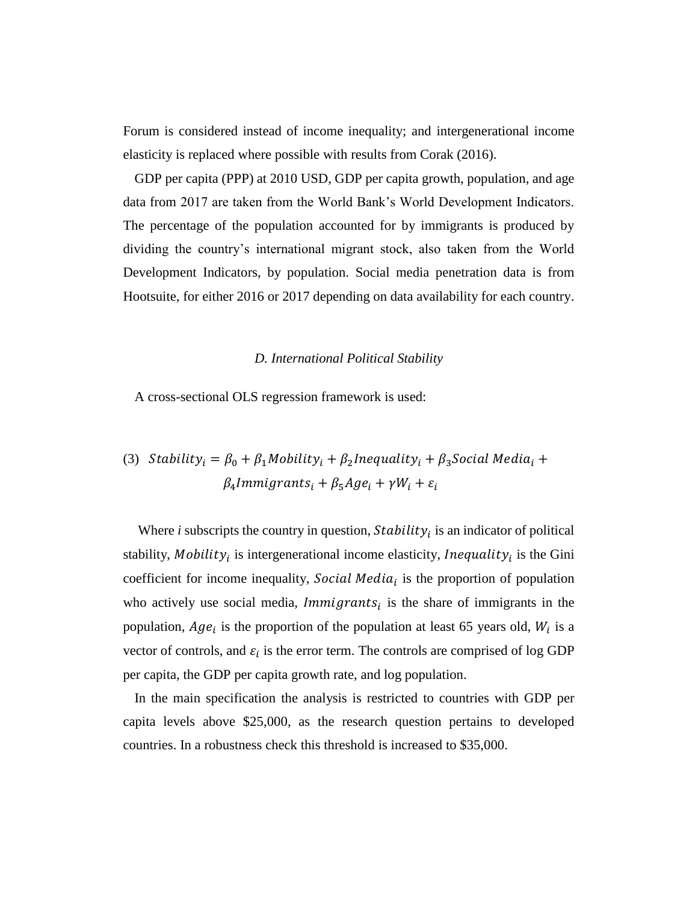Forum is considered instead of income inequality; and intergenerational income elasticity is replaced where possible with results from Corak (2016).

GDP per capita (PPP) at 2010 USD, GDP per capita growth, population, and age data from 2017 are taken from the World Bank's World Development Indicators. The percentage of the population accounted for by immigrants is produced by dividing the country's international migrant stock, also taken from the World Development Indicators, by population. Social media penetration data is from Hootsuite, for either 2016 or 2017 depending on data availability for each country.

### *D. International Political Stability*

A cross-sectional OLS regression framework is used:

$$(3)\quad Stability_i = \beta_0 + \beta_1 Mobility_i + \beta_2 Inequality_i + \beta_3 Social\ Media_i + \beta_4 Immigrants_i + \beta_5 Age_i + \gamma W_i + \varepsilon_i$$

Where *i* subscripts the country in question, $Stability_i$ is an indicator of political stability, $Mobility_i$ is intergenerational income elasticity, $Inequality_i$ is the Gini coefficient for income inequality, $Social\ Media_i$ is the proportion of population who actively use social media, $Immigrants_i$ is the share of immigrants in the population, $Age_i$ is the proportion of the population at least 65 years old, $W_i$ is a vector of controls, and $\varepsilon_i$ is the error term. The controls are comprised of log GDP per capita, the GDP per capita growth rate, and log population.

In the main specification the analysis is restricted to countries with GDP per capita levels above $25,000, as the research question pertains to developed countries. In a robustness check this threshold is increased to $35,000.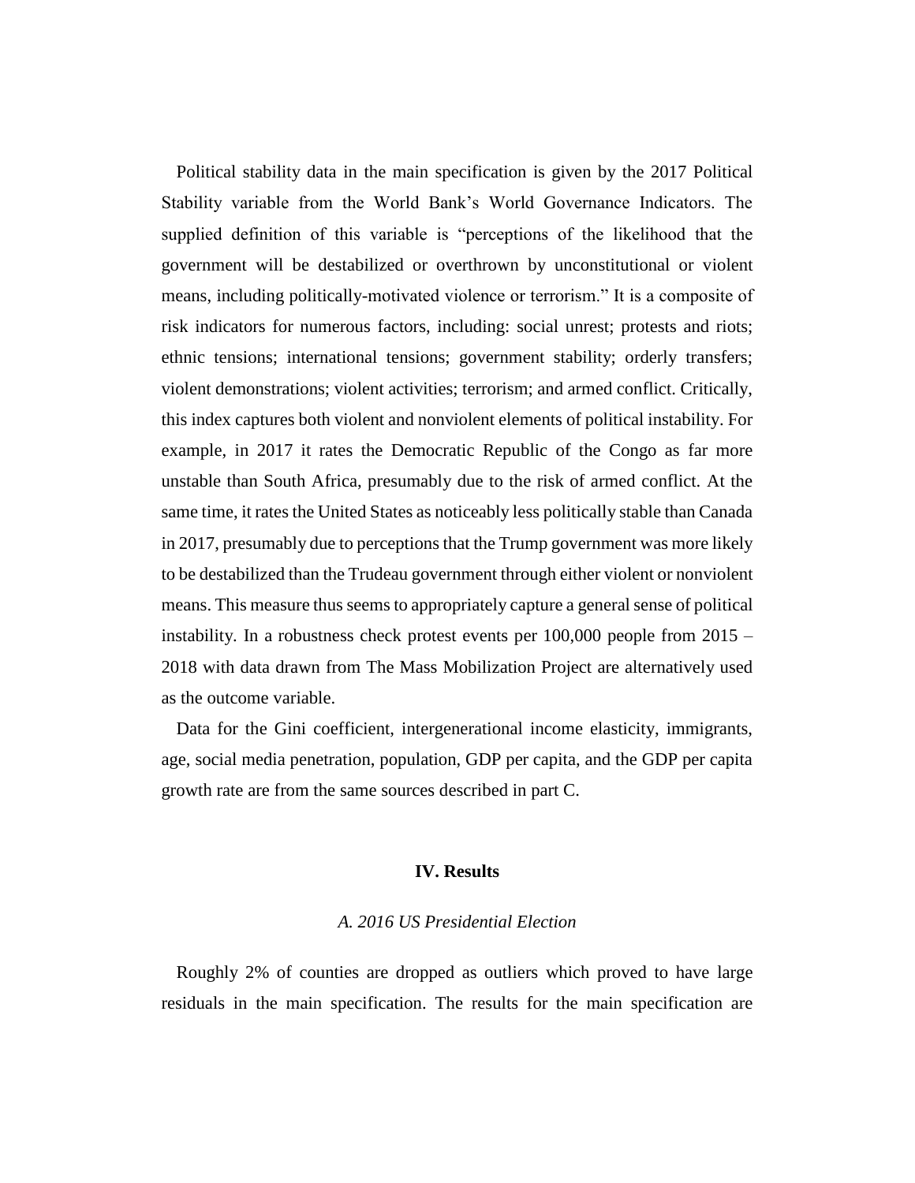Political stability data in the main specification is given by the 2017 Political Stability variable from the World Bank's World Governance Indicators. The supplied definition of this variable is "perceptions of the likelihood that the government will be destabilized or overthrown by unconstitutional or violent means, including politically-motivated violence or terrorism." It is a composite of risk indicators for numerous factors, including: social unrest; protests and riots; ethnic tensions; international tensions; government stability; orderly transfers; violent demonstrations; violent activities; terrorism; and armed conflict. Critically, this index captures both violent and nonviolent elements of political instability. For example, in 2017 it rates the Democratic Republic of the Congo as far more unstable than South Africa, presumably due to the risk of armed conflict. At the same time, it rates the United States as noticeably less politically stable than Canada in 2017, presumably due to perceptions that the Trump government was more likely to be destabilized than the Trudeau government through either violent or nonviolent means. This measure thus seems to appropriately capture a general sense of political instability. In a robustness check protest events per 100,000 people from 2015 – 2018 with data drawn from The Mass Mobilization Project are alternatively used as the outcome variable.

Data for the Gini coefficient, intergenerational income elasticity, immigrants, age, social media penetration, population, GDP per capita, and the GDP per capita growth rate are from the same sources described in part C.

## IV. Results

### *A. 2016 US Presidential Election*

Roughly 2% of counties are dropped as outliers which proved to have large residuals in the main specification. The results for the main specification are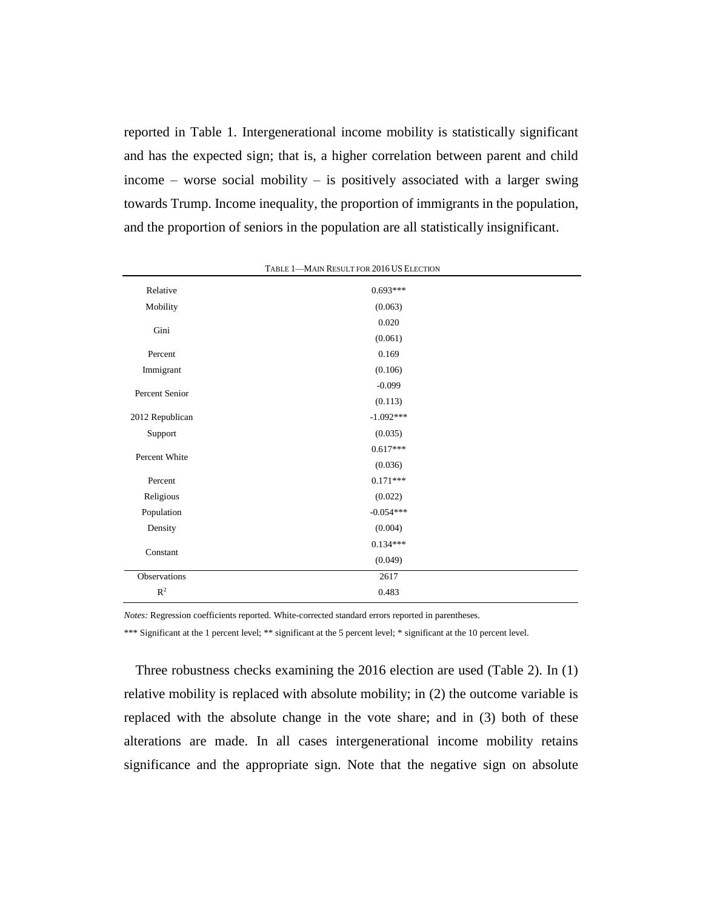reported in Table 1. Intergenerational income mobility is statistically significant and has the expected sign; that is, a higher correlation between parent and child income – worse social mobility – is positively associated with a larger swing towards Trump. Income inequality, the proportion of immigrants in the population, and the proportion of seniors in the population are all statistically insignificant.

TABLE 1—MAIN RESULT FOR 2016 US ELECTION

| | |
|---|---|
| Relative Mobility | 0.693*** |
| | (0.063) |
| Gini | 0.020 |
| | (0.061) |
| Percent Immigrant | 0.169 |
| | (0.106) |
| Percent Senior | -0.099 |
| | (0.113) |
| 2012 Republican Support | -1.092*** |
| | (0.035) |
| Percent White | 0.617*** |
| | (0.036) |
| Percent Religious | 0.171*** |
| | (0.022) |
| Population Density | -0.054*** |
| | (0.004) |
| Constant | 0.134*** |
| | (0.049) |
| Observations | 2617 |
| $R^2$ | 0.483 |

*Notes:* Regression coefficients reported. White-corrected standard errors reported in parentheses.

*** Significant at the 1 percent level; ** significant at the 5 percent level; * significant at the 10 percent level.

Three robustness checks examining the 2016 election are used (Table 2). In (1) relative mobility is replaced with absolute mobility; in (2) the outcome variable is replaced with the absolute change in the vote share; and in (3) both of these alterations are made. In all cases intergenerational income mobility retains significance and the appropriate sign. Note that the negative sign on absolute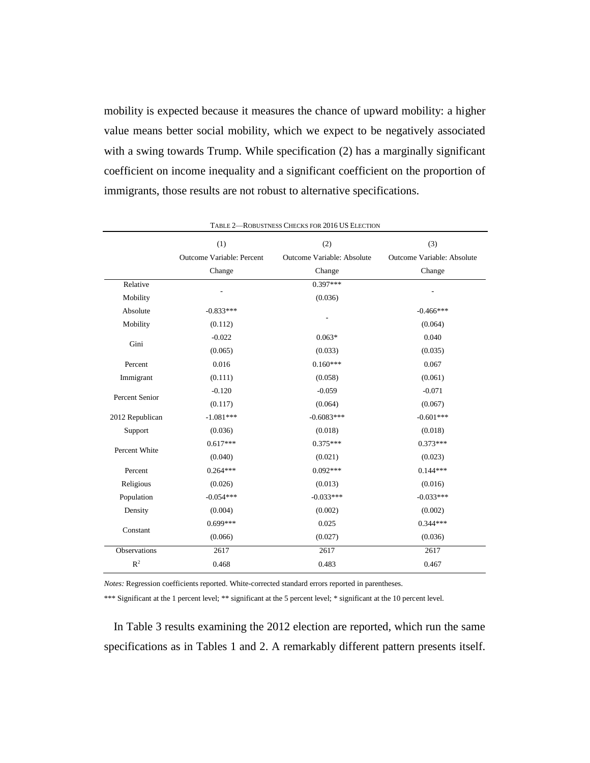mobility is expected because it measures the chance of upward mobility: a higher value means better social mobility, which we expect to be negatively associated with a swing towards Trump. While specification (2) has a marginally significant coefficient on income inequality and a significant coefficient on the proportion of immigrants, those results are not robust to alternative specifications.

TABLE 2—ROBUSTNESS CHECKS FOR 2016 US ELECTION

| | (1) Outcome Variable: Percent Change | (2) Outcome Variable: Absolute Change | (3) Outcome Variable: Absolute Change |
|---|---|---|---|
| Relative Mobility | - | 0.397*** (0.036) | - |
| Absolute Mobility | -0.833*** (0.112) | - | -0.466*** (0.064) |
| Gini | -0.022 (0.065) | 0.063* (0.033) | 0.040 (0.035) |
| Percent Immigrant | 0.016 (0.111) | 0.160*** (0.058) | 0.067 (0.061) |
| Percent Senior | -0.120 (0.117) | -0.059 (0.064) | -0.071 (0.067) |
| 2012 Republican Support | -1.081*** (0.036) | -0.6083*** (0.018) | -0.601*** (0.018) |
| Percent White | 0.617*** (0.040) | 0.375*** (0.021) | 0.373*** (0.023) |
| Percent Religious | 0.264*** (0.026) | 0.092*** (0.013) | 0.144*** (0.016) |
| Population Density | -0.054*** (0.004) | -0.033*** (0.002) | -0.033*** (0.002) |
| Constant | 0.699*** (0.066) | 0.025 (0.027) | 0.344*** (0.036) |
| Observations | 2617 | 2617 | 2617 |
| $R^2$ | 0.468 | 0.483 | 0.467 |

*Notes:* Regression coefficients reported. White-corrected standard errors reported in parentheses.

*** Significant at the 1 percent level; ** significant at the 5 percent level; * significant at the 10 percent level.

In Table 3 results examining the 2012 election are reported, which run the same specifications as in Tables 1 and 2. A remarkably different pattern presents itself.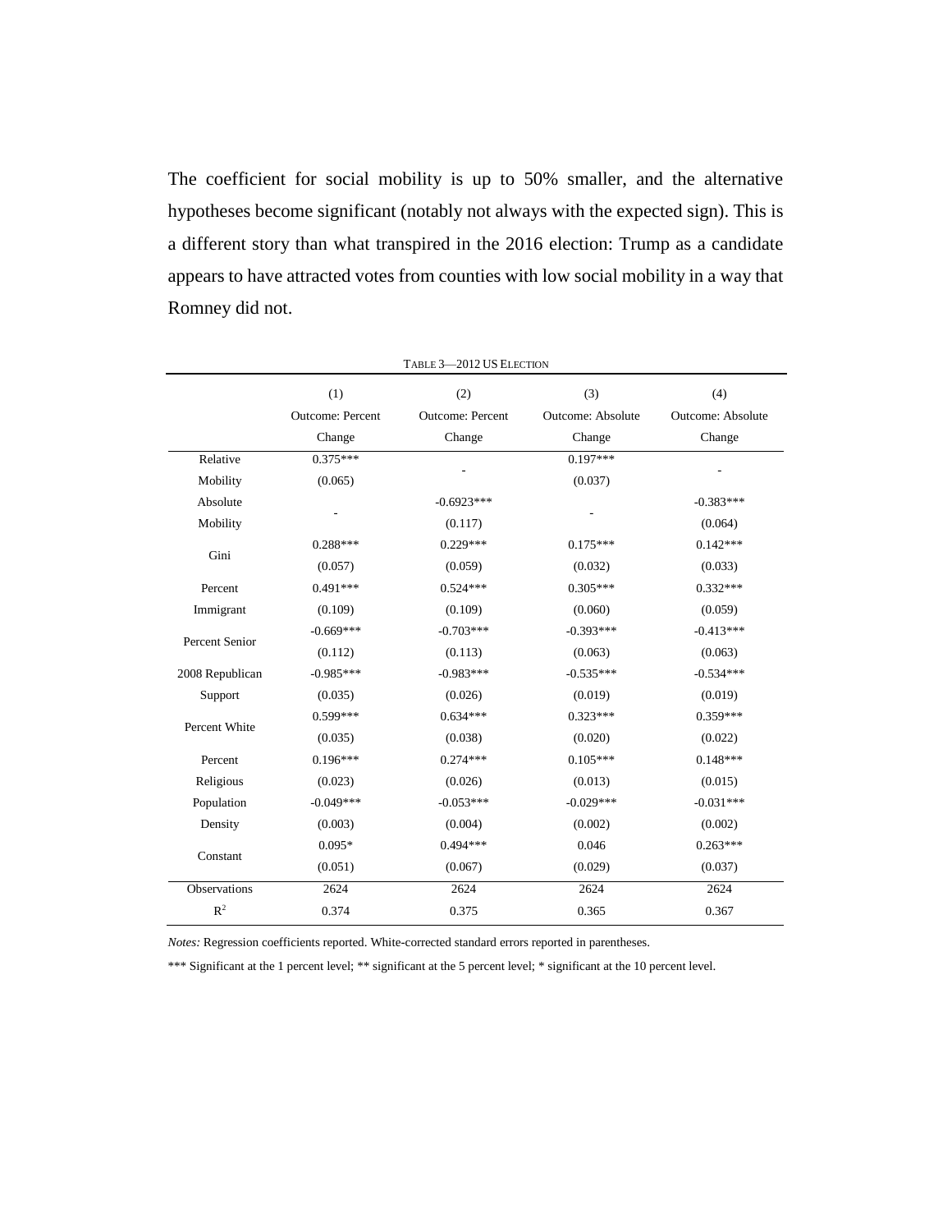The coefficient for social mobility is up to 50% smaller, and the alternative hypotheses become significant (notably not always with the expected sign). This is a different story than what transpired in the 2016 election: Trump as a candidate appears to have attracted votes from counties with low social mobility in a way that Romney did not.

TABLE 3—2012 US ELECTION

| | (1) Outcome: Percent Change | (2) Outcome: Percent Change | (3) Outcome: Absolute Change | (4) Outcome: Absolute Change |
|---|---|---|---|---|
| Relative Mobility | 0.375*** | - | 0.197*** | - |
| | (0.065) | | (0.037) | |
| Absolute Mobility | - | -0.6923*** | - | -0.383*** |
| | | (0.117) | | (0.064) |
| Gini | 0.288*** | 0.229*** | 0.175*** | 0.142*** |
| | (0.057) | (0.059) | (0.032) | (0.033) |
| Percent Immigrant | 0.491*** | 0.524*** | 0.305*** | 0.332*** |
| | (0.109) | (0.109) | (0.060) | (0.059) |
| Percent Senior | -0.669*** | -0.703*** | -0.393*** | -0.413*** |
| | (0.112) | (0.113) | (0.063) | (0.063) |
| 2008 Republican Support | -0.985*** | -0.983*** | -0.535*** | -0.534*** |
| | (0.035) | (0.026) | (0.019) | (0.019) |
| Percent White | 0.599*** | 0.634*** | 0.323*** | 0.359*** |
| | (0.035) | (0.038) | (0.020) | (0.022) |
| Percent Religious | 0.196*** | 0.274*** | 0.105*** | 0.148*** |
| | (0.023) | (0.026) | (0.013) | (0.015) |
| Population Density | -0.049*** | -0.053*** | -0.029*** | -0.031*** |
| | (0.003) | (0.004) | (0.002) | (0.002) |
| Constant | 0.095* | 0.494*** | 0.046 | 0.263*** |
| | (0.051) | (0.067) | (0.029) | (0.037) |
| Observations | 2624 | 2624 | 2624 | 2624 |
| $R^2$ | 0.374 | 0.375 | 0.365 | 0.367 |

*Notes:* Regression coefficients reported. White-corrected standard errors reported in parentheses.

*** Significant at the 1 percent level; ** significant at the 5 percent level; * significant at the 10 percent level.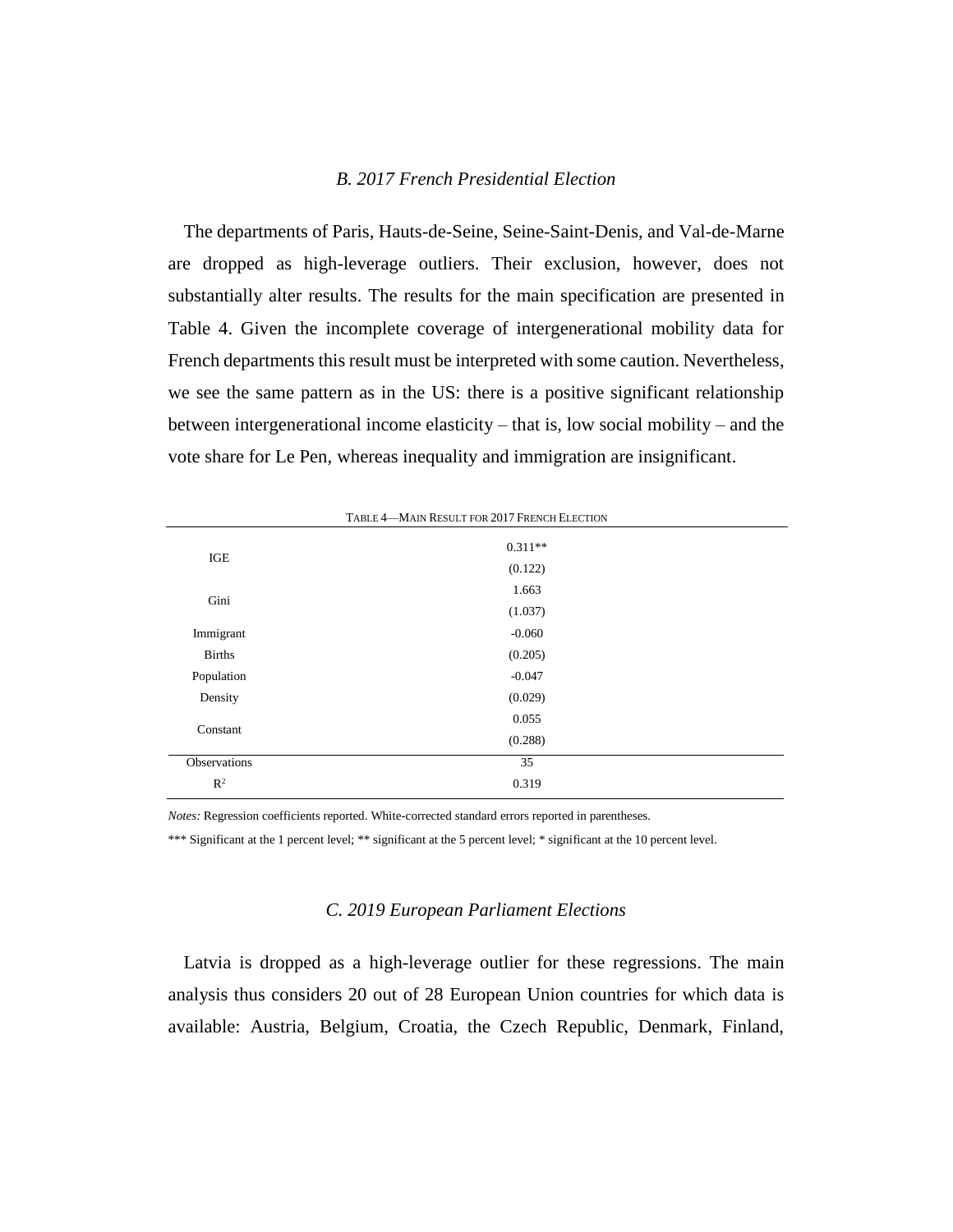### *B. 2017 French Presidential Election*

The departments of Paris, Hauts-de-Seine, Seine-Saint-Denis, and Val-de-Marne are dropped as high-leverage outliers. Their exclusion, however, does not substantially alter results. The results for the main specification are presented in Table 4. Given the incomplete coverage of intergenerational mobility data for French departments this result must be interpreted with some caution. Nevertheless, we see the same pattern as in the US: there is a positive significant relationship between intergenerational income elasticity – that is, low social mobility – and the vote share for Le Pen, whereas inequality and immigration are insignificant.

TABLE 4—MAIN RESULT FOR 2017 FRENCH ELECTION

| | |
|---|---|
| IGE | 0.311** |
| | (0.122) |
| Gini | 1.663 |
| | (1.037) |
| Immigrant Births | -0.060 |
| | (0.205) |
| Population Density | -0.047 |
| | (0.029) |
| Constant | 0.055 |
| | (0.288) |
| Observations | 35 |
| $R^2$ | 0.319 |

*Notes:* Regression coefficients reported. White-corrected standard errors reported in parentheses.

*** Significant at the 1 percent level; ** significant at the 5 percent level; * significant at the 10 percent level.

### *C. 2019 European Parliament Elections*

Latvia is dropped as a high-leverage outlier for these regressions. The main analysis thus considers 20 out of 28 European Union countries for which data is available: Austria, Belgium, Croatia, the Czech Republic, Denmark, Finland,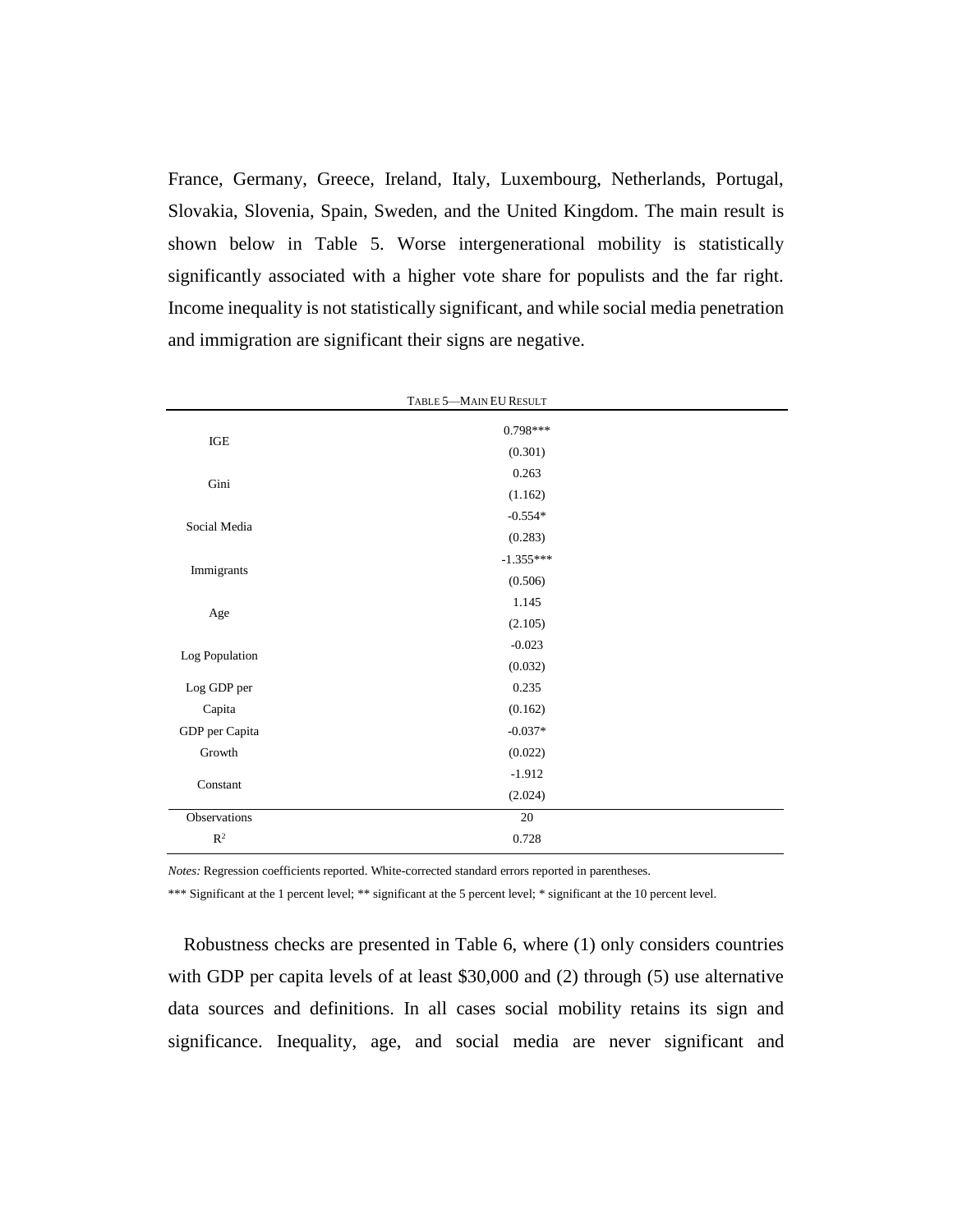France, Germany, Greece, Ireland, Italy, Luxembourg, Netherlands, Portugal, Slovakia, Slovenia, Spain, Sweden, and the United Kingdom. The main result is shown below in Table 5. Worse intergenerational mobility is statistically significantly associated with a higher vote share for populists and the far right. Income inequality is not statistically significant, and while social media penetration and immigration are significant their signs are negative.

TABLE 5—MAIN EU RESULT

| | |
|---|---|
| IGE | 0.798*** |
| | (0.301) |
| Gini | 0.263 |
| | (1.162) |
| Social Media | -0.554* |
| | (0.283) |
| Immigrants | -1.355*** |
| | (0.506) |
| Age | 1.145 |
| | (2.105) |
| Log Population | -0.023 |
| | (0.032) |
| Log GDP per Capita | 0.235 |
| | (0.162) |
| GDP per Capita Growth | -0.037* |
| | (0.022) |
| Constant | -1.912 |
| | (2.024) |
| Observations | 20 |
| $R^2$ | 0.728 |

*Notes:* Regression coefficients reported. White-corrected standard errors reported in parentheses.

*** Significant at the 1 percent level; ** significant at the 5 percent level; * significant at the 10 percent level.

Robustness checks are presented in Table 6, where (1) only considers countries with GDP per capita levels of at least $30,000 and (2) through (5) use alternative data sources and definitions. In all cases social mobility retains its sign and significance. Inequality, age, and social media are never significant and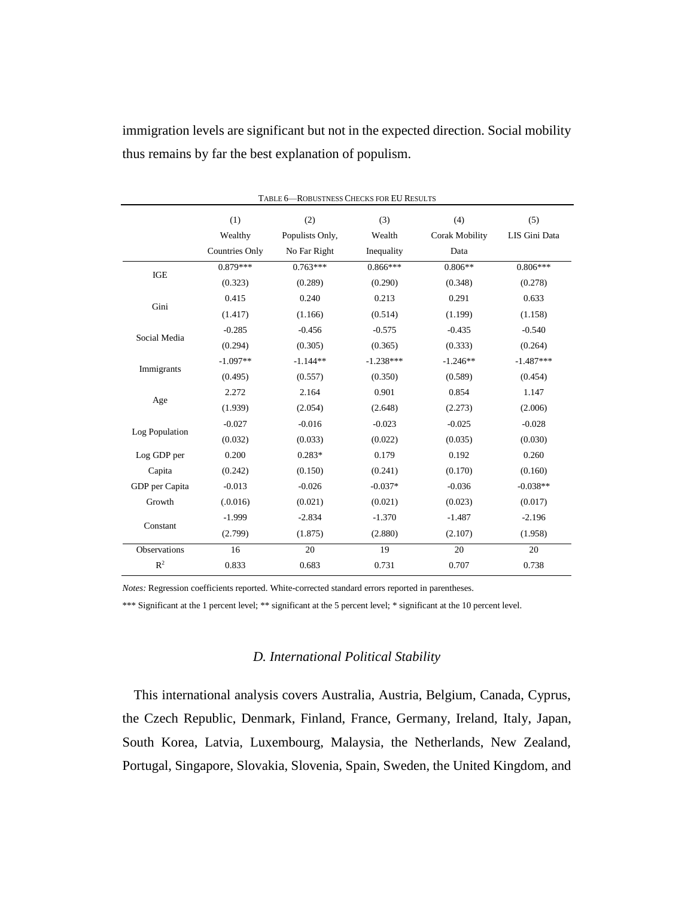immigration levels are significant but not in the expected direction. Social mobility thus remains by far the best explanation of populism.

TABLE 6—ROBUSTNESS CHECKS FOR EU RESULTS

| | (1) Wealthy Countries Only | (2) Populists Only, No Far Right | (3) Wealth Inequality | (4) Corak Mobility Data | (5) LIS Gini Data |
|---|---|---|---|---|---|
| IGE | 0.879*** | 0.763*** | 0.866*** | 0.806** | 0.806*** |
| | (0.323) | (0.289) | (0.290) | (0.348) | (0.278) |
| Gini | 0.415 | 0.240 | 0.213 | 0.291 | 0.633 |
| | (1.417) | (1.166) | (0.514) | (1.199) | (1.158) |
| Social Media | -0.285 | -0.456 | -0.575 | -0.435 | -0.540 |
| | (0.294) | (0.305) | (0.365) | (0.333) | (0.264) |
| Immigrants | -1.097** | -1.144** | -1.238*** | -1.246** | -1.487*** |
| | (0.495) | (0.557) | (0.350) | (0.589) | (0.454) |
| Age | 2.272 | 2.164 | 0.901 | 0.854 | 1.147 |
| | (1.939) | (2.054) | (2.648) | (2.273) | (2.006) |
| Log Population | -0.027 | -0.016 | -0.023 | -0.025 | -0.028 |
| | (0.032) | (0.033) | (0.022) | (0.035) | (0.030) |
| Log GDP per Capita | 0.200 | 0.283* | 0.179 | 0.192 | 0.260 |
| | (0.242) | (0.150) | (0.241) | (0.170) | (0.160) |
| GDP per Capita Growth | -0.013 | -0.026 | -0.037* | -0.036 | -0.038** |
| | (.0.016) | (0.021) | (0.021) | (0.023) | (0.017) |
| Constant | -1.999 | -2.834 | -1.370 | -1.487 | -2.196 |
| | (2.799) | (1.875) | (2.880) | (2.107) | (1.958) |
| Observations | 16 | 20 | 19 | 20 | 20 |
| $R^2$ | 0.833 | 0.683 | 0.731 | 0.707 | 0.738 |

*Notes:* Regression coefficients reported. White-corrected standard errors reported in parentheses.

*** Significant at the 1 percent level; ** significant at the 5 percent level; * significant at the 10 percent level.

### *D. International Political Stability*

This international analysis covers Australia, Austria, Belgium, Canada, Cyprus, the Czech Republic, Denmark, Finland, France, Germany, Ireland, Italy, Japan, South Korea, Latvia, Luxembourg, Malaysia, the Netherlands, New Zealand, Portugal, Singapore, Slovakia, Slovenia, Spain, Sweden, the United Kingdom, and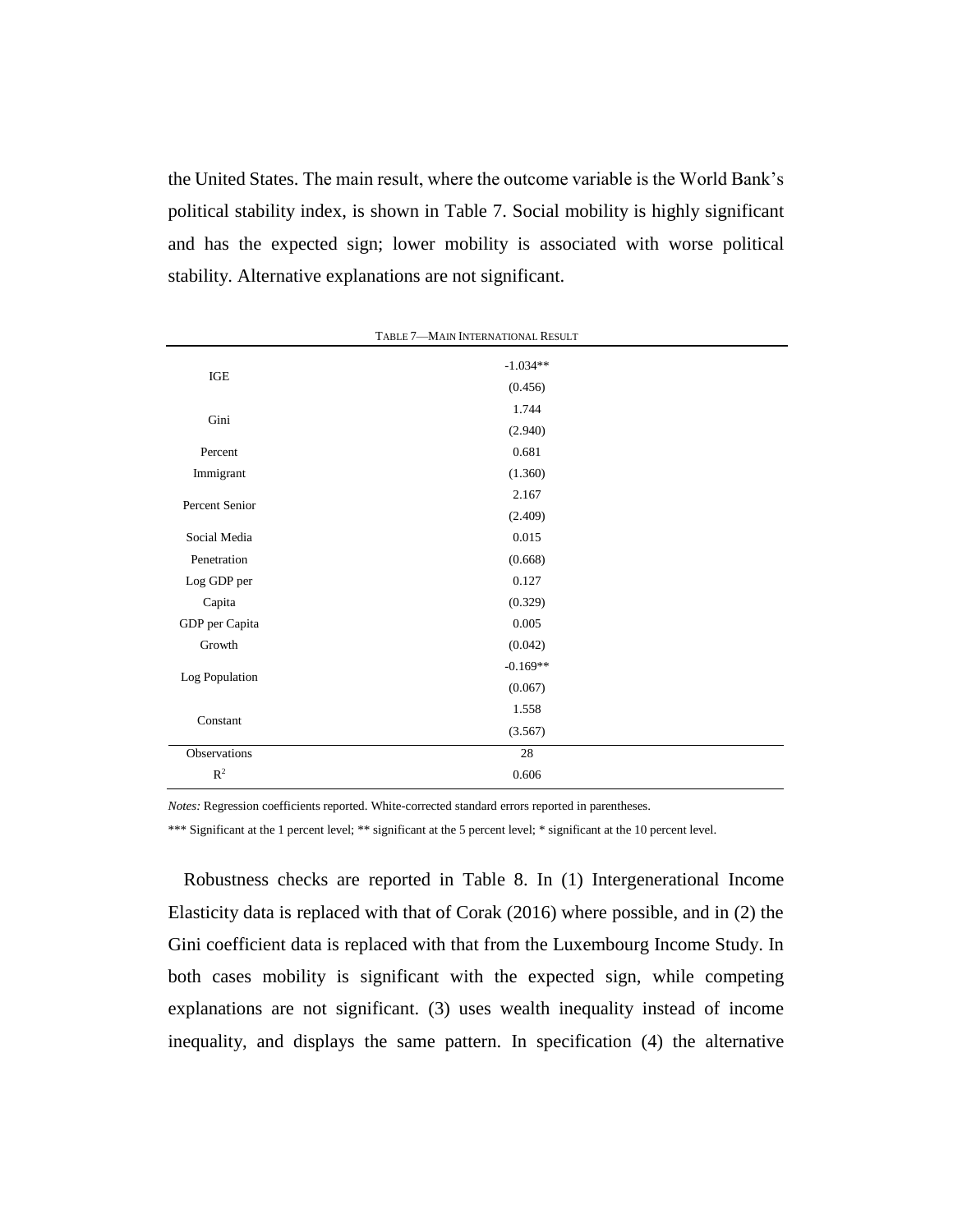the United States. The main result, where the outcome variable is the World Bank's political stability index, is shown in Table 7. Social mobility is highly significant and has the expected sign; lower mobility is associated with worse political stability. Alternative explanations are not significant.

TABLE 7—MAIN INTERNATIONAL RESULT

| | |
|---|---|
| IGE | -1.034** |
| | (0.456) |
| Gini | 1.744 |
| | (2.940) |
| Percent Immigrant | 0.681 |
| | (1.360) |
| Percent Senior | 2.167 |
| | (2.409) |
| Social Media Penetration | 0.015 |
| | (0.668) |
| Log GDP per Capita | 0.127 |
| | (0.329) |
| GDP per Capita Growth | 0.005 |
| | (0.042) |
| Log Population | -0.169** |
| | (0.067) |
| Constant | 1.558 |
| | (3.567) |
| Observations | 28 |
| $R^2$ | 0.606 |

*Notes:* Regression coefficients reported. White-corrected standard errors reported in parentheses.

*** Significant at the 1 percent level; ** significant at the 5 percent level; * significant at the 10 percent level.

Robustness checks are reported in Table 8. In (1) Intergenerational Income Elasticity data is replaced with that of Corak (2016) where possible, and in (2) the Gini coefficient data is replaced with that from the Luxembourg Income Study. In both cases mobility is significant with the expected sign, while competing explanations are not significant. (3) uses wealth inequality instead of income inequality, and displays the same pattern. In specification (4) the alternative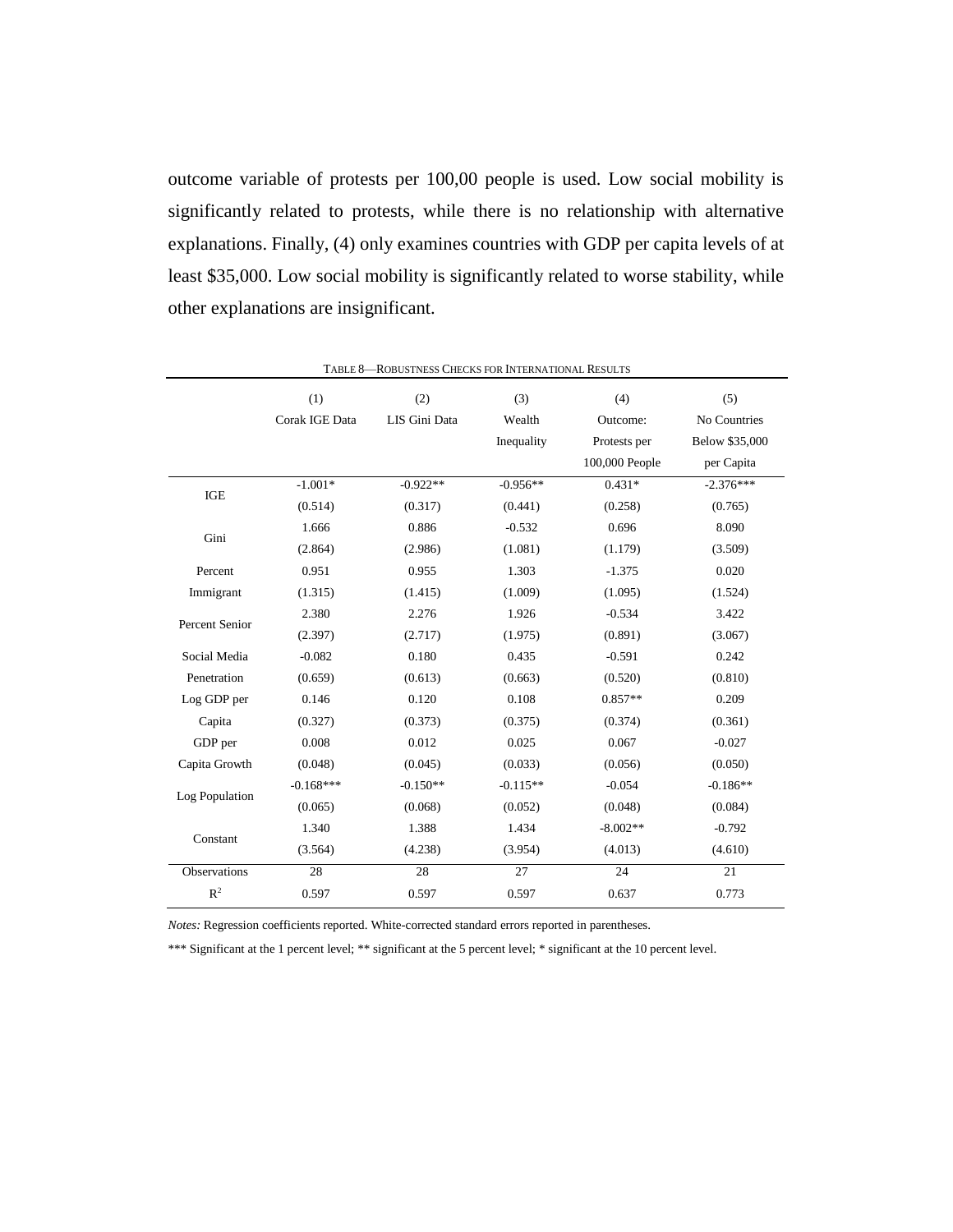outcome variable of protests per 100,00 people is used. Low social mobility is significantly related to protests, while there is no relationship with alternative explanations. Finally, (4) only examines countries with GDP per capita levels of at least $35,000. Low social mobility is significantly related to worse stability, while other explanations are insignificant.

TABLE 8—ROBUSTNESS CHECKS FOR INTERNATIONAL RESULTS

| | (1) Corak IGE Data | (2) LIS Gini Data | (3) Wealth Inequality | (4) Outcome: Protests per 100,000 People | (5) No Countries Below $35,000 per Capita |
|---|---|---|---|---|---|
| IGE | -1.001* | -0.922** | -0.956** | 0.431* | -2.376*** |
| | (0.514) | (0.317) | (0.441) | (0.258) | (0.765) |
| Gini | 1.666 | 0.886 | -0.532 | 0.696 | 8.090 |
| | (2.864) | (2.986) | (1.081) | (1.179) | (3.509) |
| Percent Immigrant | 0.951 | 0.955 | 1.303 | -1.375 | 0.020 |
| | (1.315) | (1.415) | (1.009) | (1.095) | (1.524) |
| Percent Senior | 2.380 | 2.276 | 1.926 | -0.534 | 3.422 |
| | (2.397) | (2.717) | (1.975) | (0.891) | (3.067) |
| Social Media Penetration | -0.082 | 0.180 | 0.435 | -0.591 | 0.242 |
| | (0.659) | (0.613) | (0.663) | (0.520) | (0.810) |
| Log GDP per Capita | 0.146 | 0.120 | 0.108 | 0.857** | 0.209 |
| | (0.327) | (0.373) | (0.375) | (0.374) | (0.361) |
| GDP per Capita Growth | 0.008 | 0.012 | 0.025 | 0.067 | -0.027 |
| | (0.048) | (0.045) | (0.033) | (0.056) | (0.050) |
| Log Population | -0.168*** | -0.150** | -0.115** | -0.054 | -0.186** |
| | (0.065) | (0.068) | (0.052) | (0.048) | (0.084) |
| Constant | 1.340 | 1.388 | 1.434 | -8.002** | -0.792 |
| | (3.564) | (4.238) | (3.954) | (4.013) | (4.610) |
| Observations | 28 | 28 | 27 | 24 | 21 |
| $R^2$ | 0.597 | 0.597 | 0.597 | 0.637 | 0.773 |

*Notes:* Regression coefficients reported. White-corrected standard errors reported in parentheses.

*** Significant at the 1 percent level; ** significant at the 5 percent level; * significant at the 10 percent level.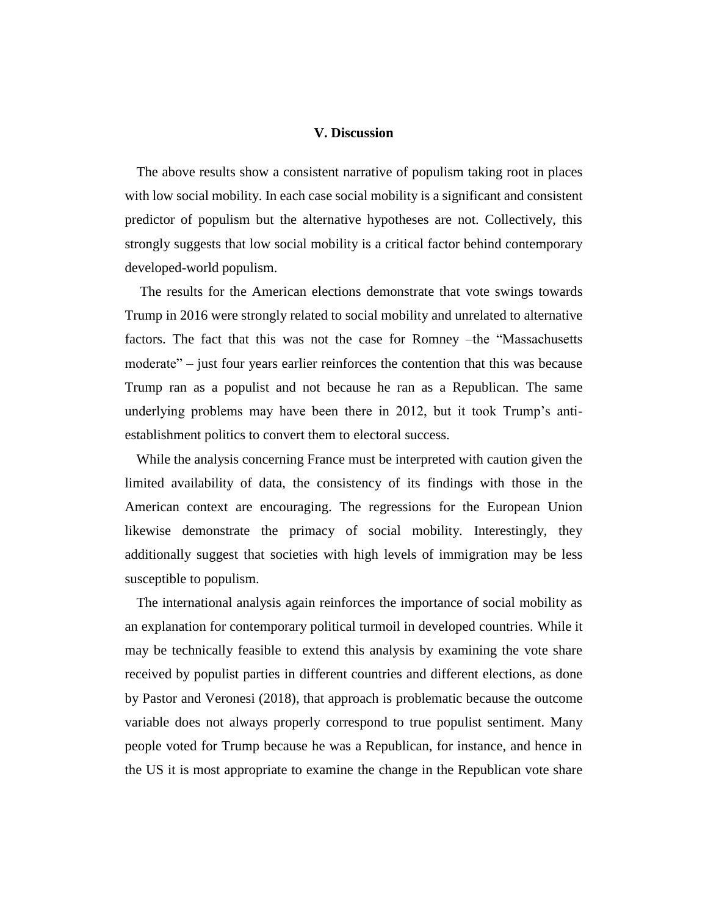## V. Discussion

The above results show a consistent narrative of populism taking root in places with low social mobility. In each case social mobility is a significant and consistent predictor of populism but the alternative hypotheses are not. Collectively, this strongly suggests that low social mobility is a critical factor behind contemporary developed-world populism.

The results for the American elections demonstrate that vote swings towards Trump in 2016 were strongly related to social mobility and unrelated to alternative factors. The fact that this was not the case for Romney –the "Massachusetts moderate" – just four years earlier reinforces the contention that this was because Trump ran as a populist and not because he ran as a Republican. The same underlying problems may have been there in 2012, but it took Trump's anti-establishment politics to convert them to electoral success.

While the analysis concerning France must be interpreted with caution given the limited availability of data, the consistency of its findings with those in the American context are encouraging. The regressions for the European Union likewise demonstrate the primacy of social mobility. Interestingly, they additionally suggest that societies with high levels of immigration may be less susceptible to populism.

The international analysis again reinforces the importance of social mobility as an explanation for contemporary political turmoil in developed countries. While it may be technically feasible to extend this analysis by examining the vote share received by populist parties in different countries and different elections, as done by Pastor and Veronesi (2018), that approach is problematic because the outcome variable does not always properly correspond to true populist sentiment. Many people voted for Trump because he was a Republican, for instance, and hence in the US it is most appropriate to examine the change in the Republican vote share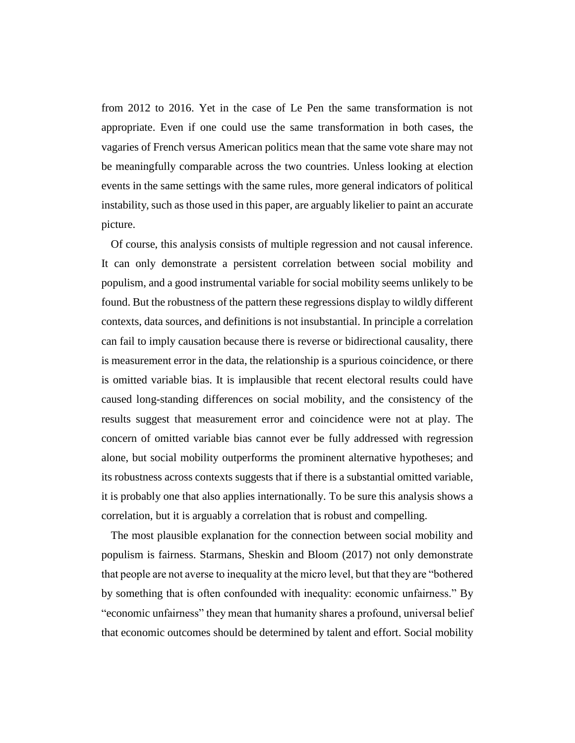from 2012 to 2016. Yet in the case of Le Pen the same transformation is not appropriate. Even if one could use the same transformation in both cases, the vagaries of French versus American politics mean that the same vote share may not be meaningfully comparable across the two countries. Unless looking at election events in the same settings with the same rules, more general indicators of political instability, such as those used in this paper, are arguably likelier to paint an accurate picture.

Of course, this analysis consists of multiple regression and not causal inference. It can only demonstrate a persistent correlation between social mobility and populism, and a good instrumental variable for social mobility seems unlikely to be found. But the robustness of the pattern these regressions display to wildly different contexts, data sources, and definitions is not insubstantial. In principle a correlation can fail to imply causation because there is reverse or bidirectional causality, there is measurement error in the data, the relationship is a spurious coincidence, or there is omitted variable bias. It is implausible that recent electoral results could have caused long-standing differences on social mobility, and the consistency of the results suggest that measurement error and coincidence were not at play. The concern of omitted variable bias cannot ever be fully addressed with regression alone, but social mobility outperforms the prominent alternative hypotheses; and its robustness across contexts suggests that if there is a substantial omitted variable, it is probably one that also applies internationally. To be sure this analysis shows a correlation, but it is arguably a correlation that is robust and compelling.

The most plausible explanation for the connection between social mobility and populism is fairness. Starmans, Sheskin and Bloom (2017) not only demonstrate that people are not averse to inequality at the micro level, but that they are "bothered by something that is often confounded with inequality: economic unfairness." By "economic unfairness" they mean that humanity shares a profound, universal belief that economic outcomes should be determined by talent and effort. Social mobility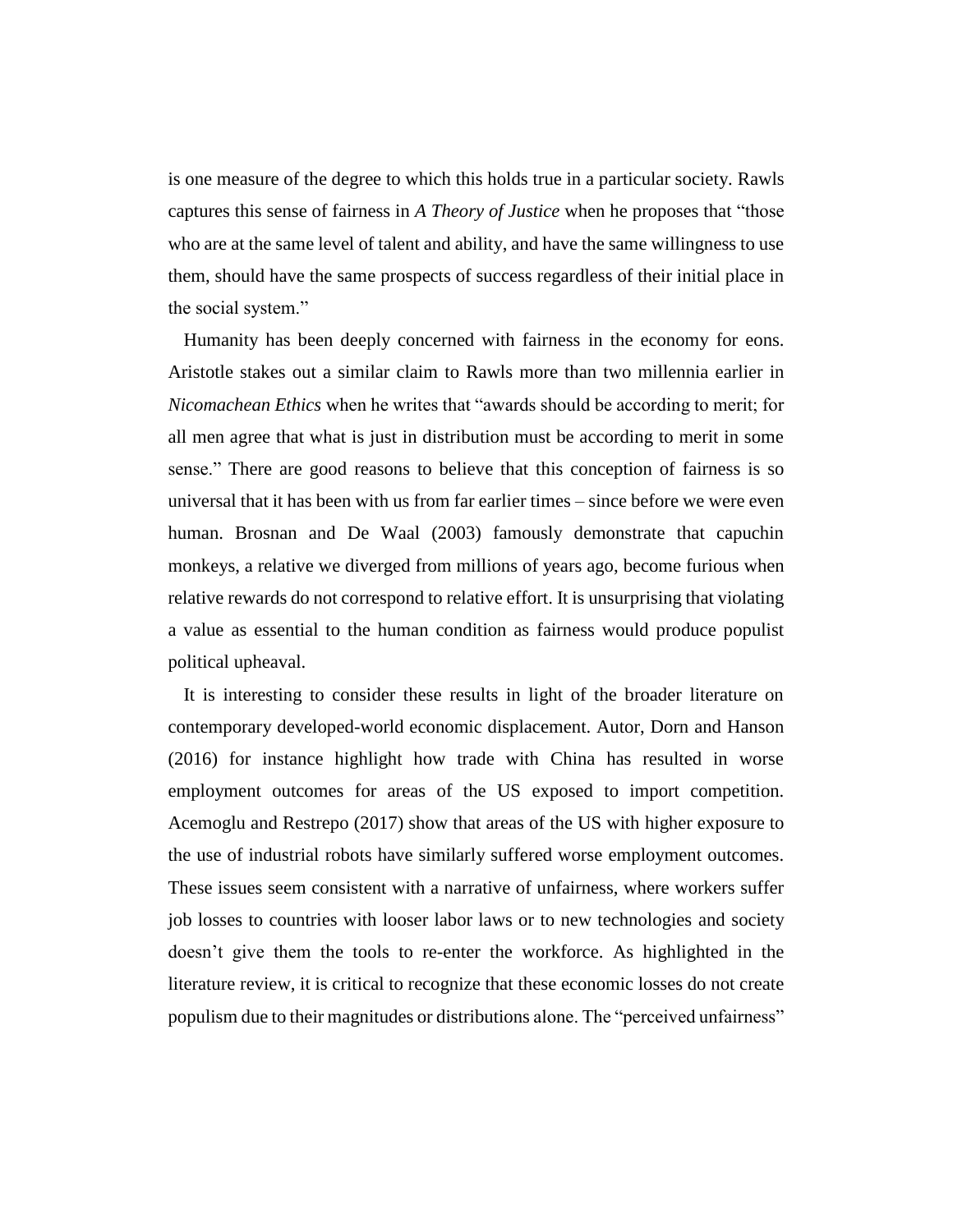is one measure of the degree to which this holds true in a particular society. Rawls captures this sense of fairness in *A Theory of Justice* when he proposes that "those who are at the same level of talent and ability, and have the same willingness to use them, should have the same prospects of success regardless of their initial place in the social system."

Humanity has been deeply concerned with fairness in the economy for eons. Aristotle stakes out a similar claim to Rawls more than two millennia earlier in *Nicomachean Ethics* when he writes that "awards should be according to merit; for all men agree that what is just in distribution must be according to merit in some sense." There are good reasons to believe that this conception of fairness is so universal that it has been with us from far earlier times – since before we were even human. Brosnan and De Waal (2003) famously demonstrate that capuchin monkeys, a relative we diverged from millions of years ago, become furious when relative rewards do not correspond to relative effort. It is unsurprising that violating a value as essential to the human condition as fairness would produce populist political upheaval.

It is interesting to consider these results in light of the broader literature on contemporary developed-world economic displacement. Autor, Dorn and Hanson (2016) for instance highlight how trade with China has resulted in worse employment outcomes for areas of the US exposed to import competition. Acemoglu and Restrepo (2017) show that areas of the US with higher exposure to the use of industrial robots have similarly suffered worse employment outcomes. These issues seem consistent with a narrative of unfairness, where workers suffer job losses to countries with looser labor laws or to new technologies and society doesn't give them the tools to re-enter the workforce. As highlighted in the literature review, it is critical to recognize that these economic losses do not create populism due to their magnitudes or distributions alone. The "perceived unfairness"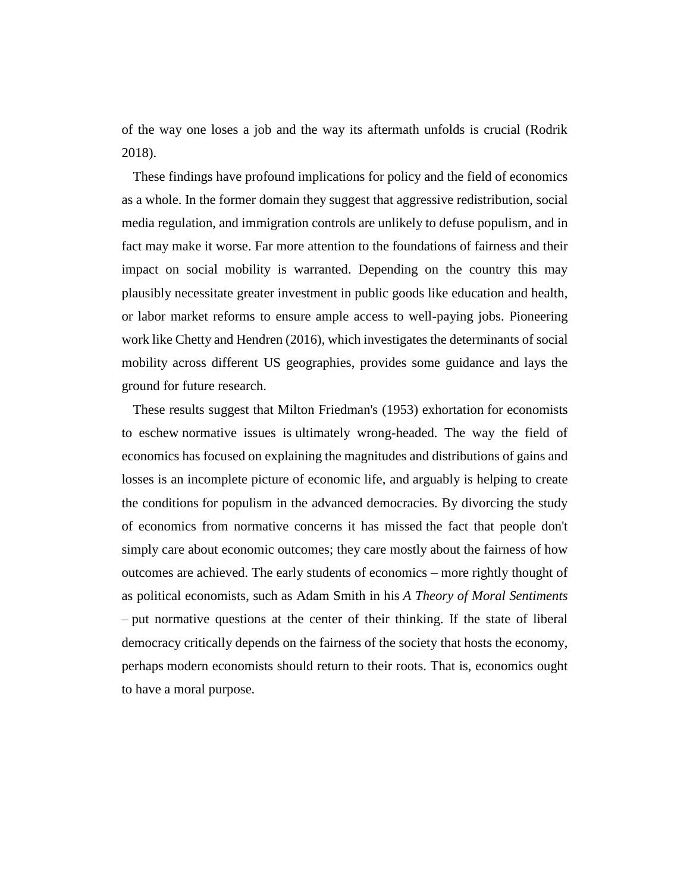of the way one loses a job and the way its aftermath unfolds is crucial (Rodrik 2018).

These findings have profound implications for policy and the field of economics as a whole. In the former domain they suggest that aggressive redistribution, social media regulation, and immigration controls are unlikely to defuse populism, and in fact may make it worse. Far more attention to the foundations of fairness and their impact on social mobility is warranted. Depending on the country this may plausibly necessitate greater investment in public goods like education and health, or labor market reforms to ensure ample access to well-paying jobs. Pioneering work like Chetty and Hendren (2016), which investigates the determinants of social mobility across different US geographies, provides some guidance and lays the ground for future research.

These results suggest that Milton Friedman's (1953) exhortation for economists to eschew normative issues is ultimately wrong-headed. The way the field of economics has focused on explaining the magnitudes and distributions of gains and losses is an incomplete picture of economic life, and arguably is helping to create the conditions for populism in the advanced democracies. By divorcing the study of economics from normative concerns it has missed the fact that people don't simply care about economic outcomes; they care mostly about the fairness of how outcomes are achieved. The early students of economics – more rightly thought of as political economists, such as Adam Smith in his *A Theory of Moral Sentiments* – put normative questions at the center of their thinking. If the state of liberal democracy critically depends on the fairness of the society that hosts the economy, perhaps modern economists should return to their roots. That is, economics ought to have a moral purpose.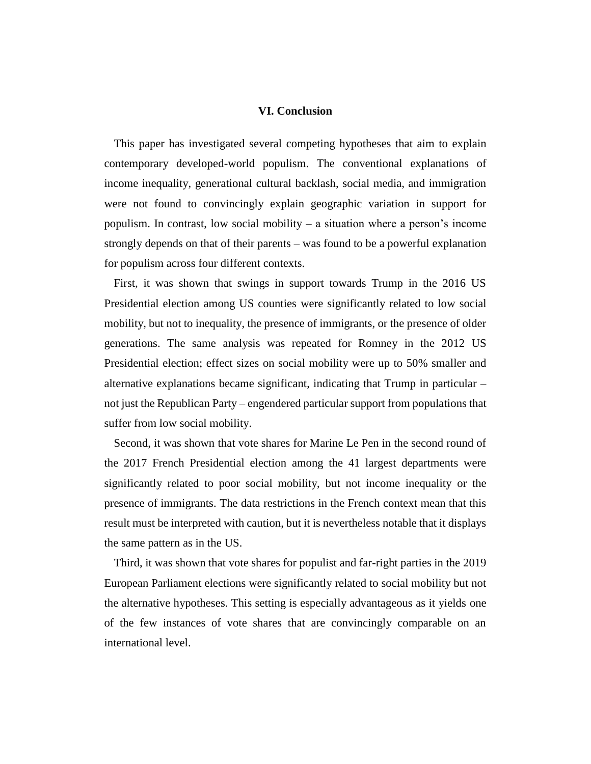## VI. Conclusion

This paper has investigated several competing hypotheses that aim to explain contemporary developed-world populism. The conventional explanations of income inequality, generational cultural backlash, social media, and immigration were not found to convincingly explain geographic variation in support for populism. In contrast, low social mobility – a situation where a person's income strongly depends on that of their parents – was found to be a powerful explanation for populism across four different contexts.

First, it was shown that swings in support towards Trump in the 2016 US Presidential election among US counties were significantly related to low social mobility, but not to inequality, the presence of immigrants, or the presence of older generations. The same analysis was repeated for Romney in the 2012 US Presidential election; effect sizes on social mobility were up to 50% smaller and alternative explanations became significant, indicating that Trump in particular – not just the Republican Party – engendered particular support from populations that suffer from low social mobility.

Second, it was shown that vote shares for Marine Le Pen in the second round of the 2017 French Presidential election among the 41 largest departments were significantly related to poor social mobility, but not income inequality or the presence of immigrants. The data restrictions in the French context mean that this result must be interpreted with caution, but it is nevertheless notable that it displays the same pattern as in the US.

Third, it was shown that vote shares for populist and far-right parties in the 2019 European Parliament elections were significantly related to social mobility but not the alternative hypotheses. This setting is especially advantageous as it yields one of the few instances of vote shares that are convincingly comparable on an international level.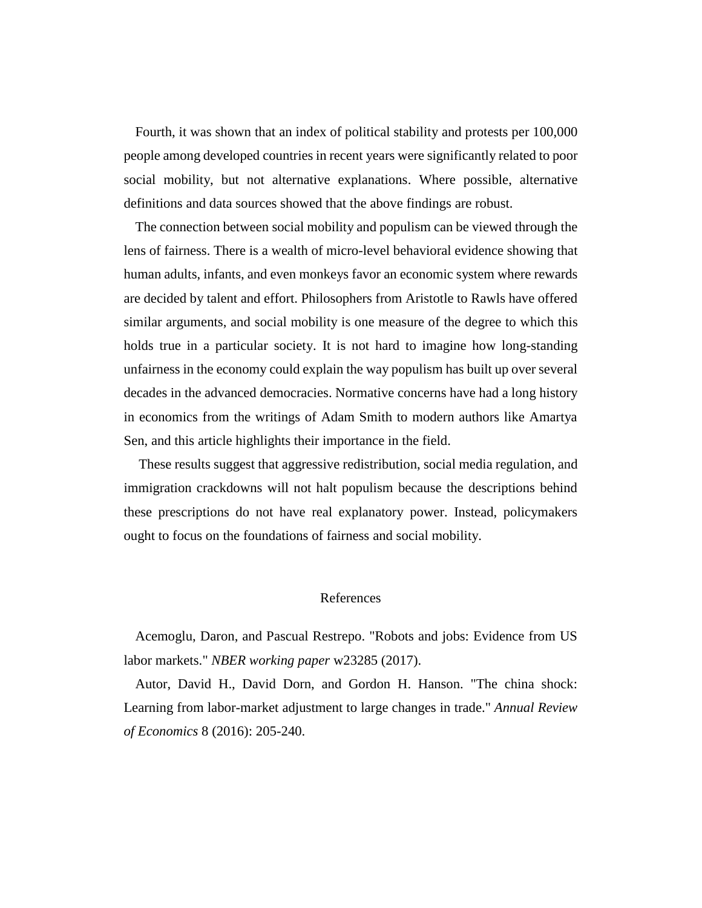Fourth, it was shown that an index of political stability and protests per 100,000 people among developed countries in recent years were significantly related to poor social mobility, but not alternative explanations. Where possible, alternative definitions and data sources showed that the above findings are robust.

The connection between social mobility and populism can be viewed through the lens of fairness. There is a wealth of micro-level behavioral evidence showing that human adults, infants, and even monkeys favor an economic system where rewards are decided by talent and effort. Philosophers from Aristotle to Rawls have offered similar arguments, and social mobility is one measure of the degree to which this holds true in a particular society. It is not hard to imagine how long-standing unfairness in the economy could explain the way populism has built up over several decades in the advanced democracies. Normative concerns have had a long history in economics from the writings of Adam Smith to modern authors like Amartya Sen, and this article highlights their importance in the field.

These results suggest that aggressive redistribution, social media regulation, and immigration crackdowns will not halt populism because the descriptions behind these prescriptions do not have real explanatory power. Instead, policymakers ought to focus on the foundations of fairness and social mobility.

## References

Acemoglu, Daron, and Pascual Restrepo. "Robots and jobs: Evidence from US labor markets." *NBER working paper* w23285 (2017).

Autor, David H., David Dorn, and Gordon H. Hanson. "The china shock: Learning from labor-market adjustment to large changes in trade." *Annual Review of Economics* 8 (2016): 205-240.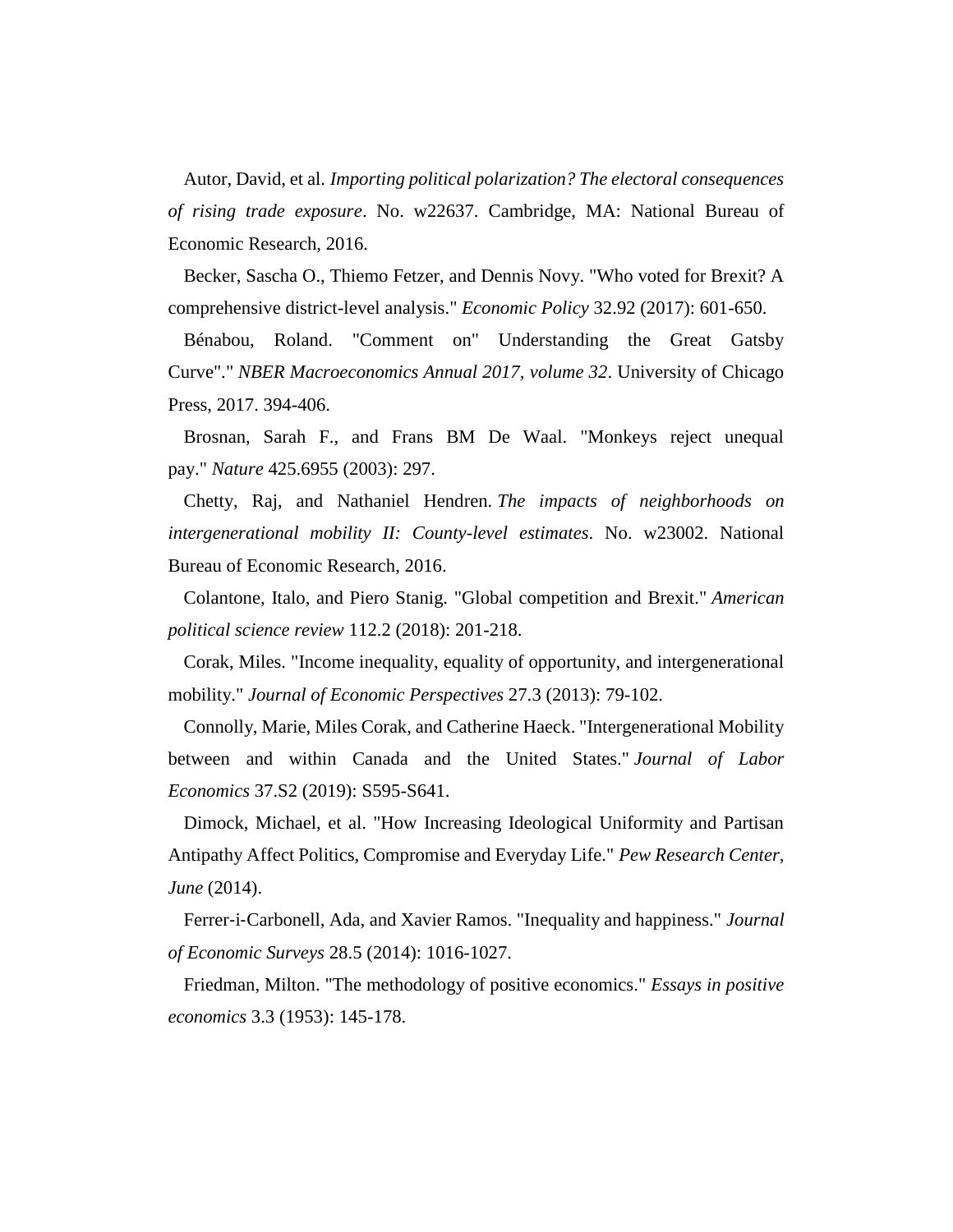Autor, David, et al. *Importing political polarization? The electoral consequences of rising trade exposure*. No. w22637. Cambridge, MA: National Bureau of Economic Research, 2016.

Becker, Sascha O., Thiemo Fetzer, and Dennis Novy. "Who voted for Brexit? A comprehensive district-level analysis." *Economic Policy* 32.92 (2017): 601-650.

Bénabou, Roland. "Comment on" Understanding the Great Gatsby Curve"." *NBER Macroeconomics Annual 2017, volume 32*. University of Chicago Press, 2017. 394-406.

Brosnan, Sarah F., and Frans BM De Waal. "Monkeys reject unequal pay." *Nature* 425.6955 (2003): 297.

Chetty, Raj, and Nathaniel Hendren. *The impacts of neighborhoods on intergenerational mobility II: County-level estimates*. No. w23002. National Bureau of Economic Research, 2016.

Colantone, Italo, and Piero Stanig. "Global competition and Brexit." *American political science review* 112.2 (2018): 201-218.

Corak, Miles. "Income inequality, equality of opportunity, and intergenerational mobility." *Journal of Economic Perspectives* 27.3 (2013): 79-102.

Connolly, Marie, Miles Corak, and Catherine Haeck. "Intergenerational Mobility between and within Canada and the United States." *Journal of Labor Economics* 37.S2 (2019): S595-S641.

Dimock, Michael, et al. "How Increasing Ideological Uniformity and Partisan Antipathy Affect Politics, Compromise and Everyday Life." *Pew Research Center, June* (2014).

Ferrer-i-Carbonell, Ada, and Xavier Ramos. "Inequality and happiness." *Journal of Economic Surveys* 28.5 (2014): 1016-1027.

Friedman, Milton. "The methodology of positive economics." *Essays in positive economics* 3.3 (1953): 145-178.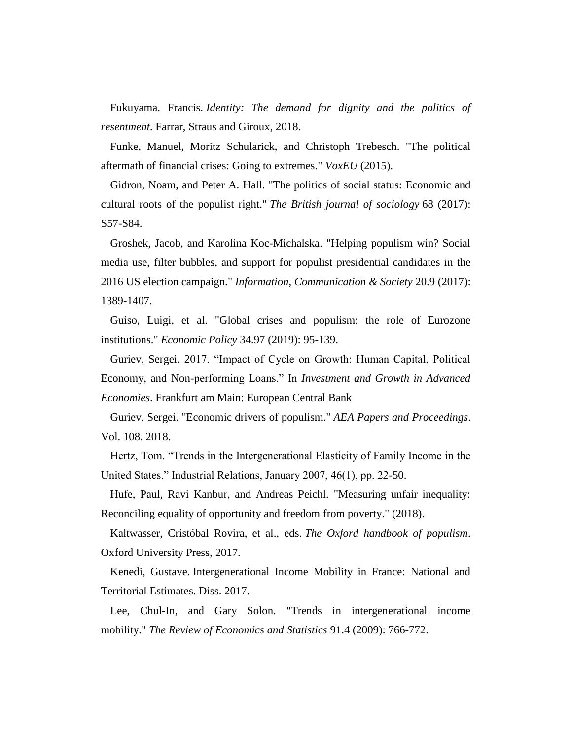Fukuyama, Francis. *Identity: The demand for dignity and the politics of resentment*. Farrar, Straus and Giroux, 2018.

Funke, Manuel, Moritz Schularick, and Christoph Trebesch. "The political aftermath of financial crises: Going to extremes." *VoxEU* (2015).

Gidron, Noam, and Peter A. Hall. "The politics of social status: Economic and cultural roots of the populist right." *The British journal of sociology* 68 (2017): S57-S84.

Groshek, Jacob, and Karolina Koc-Michalska. "Helping populism win? Social media use, filter bubbles, and support for populist presidential candidates in the 2016 US election campaign." *Information, Communication & Society* 20.9 (2017): 1389-1407.

Guiso, Luigi, et al. "Global crises and populism: the role of Eurozone institutions." *Economic Policy* 34.97 (2019): 95-139.

Guriev, Sergei. 2017. "Impact of Cycle on Growth: Human Capital, Political Economy, and Non-performing Loans." In *Investment and Growth in Advanced Economies*. Frankfurt am Main: European Central Bank

Guriev, Sergei. "Economic drivers of populism." *AEA Papers and Proceedings*. Vol. 108. 2018.

Hertz, Tom. "Trends in the Intergenerational Elasticity of Family Income in the United States." Industrial Relations, January 2007, 46(1), pp. 22-50.

Hufe, Paul, Ravi Kanbur, and Andreas Peichl. "Measuring unfair inequality: Reconciling equality of opportunity and freedom from poverty." (2018).

Kaltwasser, Cristóbal Rovira, et al., eds. *The Oxford handbook of populism*. Oxford University Press, 2017.

Kenedi, Gustave. Intergenerational Income Mobility in France: National and Territorial Estimates. Diss. 2017.

Lee, Chul-In, and Gary Solon. "Trends in intergenerational income mobility." *The Review of Economics and Statistics* 91.4 (2009): 766-772.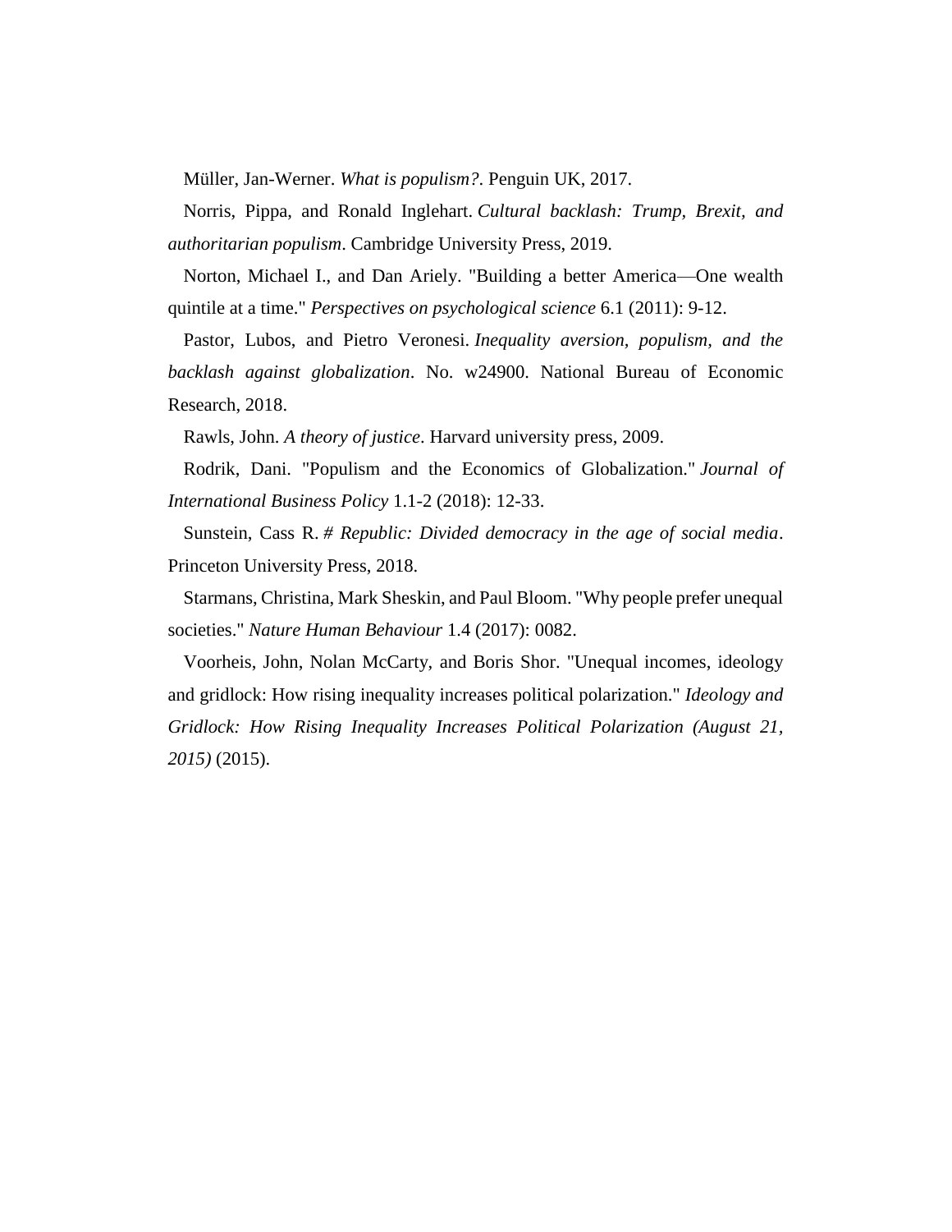Müller, Jan-Werner. *What is populism?*. Penguin UK, 2017.

Norris, Pippa, and Ronald Inglehart. *Cultural backlash: Trump, Brexit, and authoritarian populism*. Cambridge University Press, 2019.

Norton, Michael I., and Dan Ariely. "Building a better America—One wealth quintile at a time." *Perspectives on psychological science* 6.1 (2011): 9-12.

Pastor, Lubos, and Pietro Veronesi. *Inequality aversion, populism, and the backlash against globalization*. No. w24900. National Bureau of Economic Research, 2018.

Rawls, John. *A theory of justice*. Harvard university press, 2009.

Rodrik, Dani. "Populism and the Economics of Globalization." *Journal of International Business Policy* 1.1-2 (2018): 12-33.

Sunstein, Cass R. *# Republic: Divided democracy in the age of social media*. Princeton University Press, 2018.

Starmans, Christina, Mark Sheskin, and Paul Bloom. "Why people prefer unequal societies." *Nature Human Behaviour* 1.4 (2017): 0082.

Voorheis, John, Nolan McCarty, and Boris Shor. "Unequal incomes, ideology and gridlock: How rising inequality increases political polarization." *Ideology and Gridlock: How Rising Inequality Increases Political Polarization (August 21, 2015)* (2015).